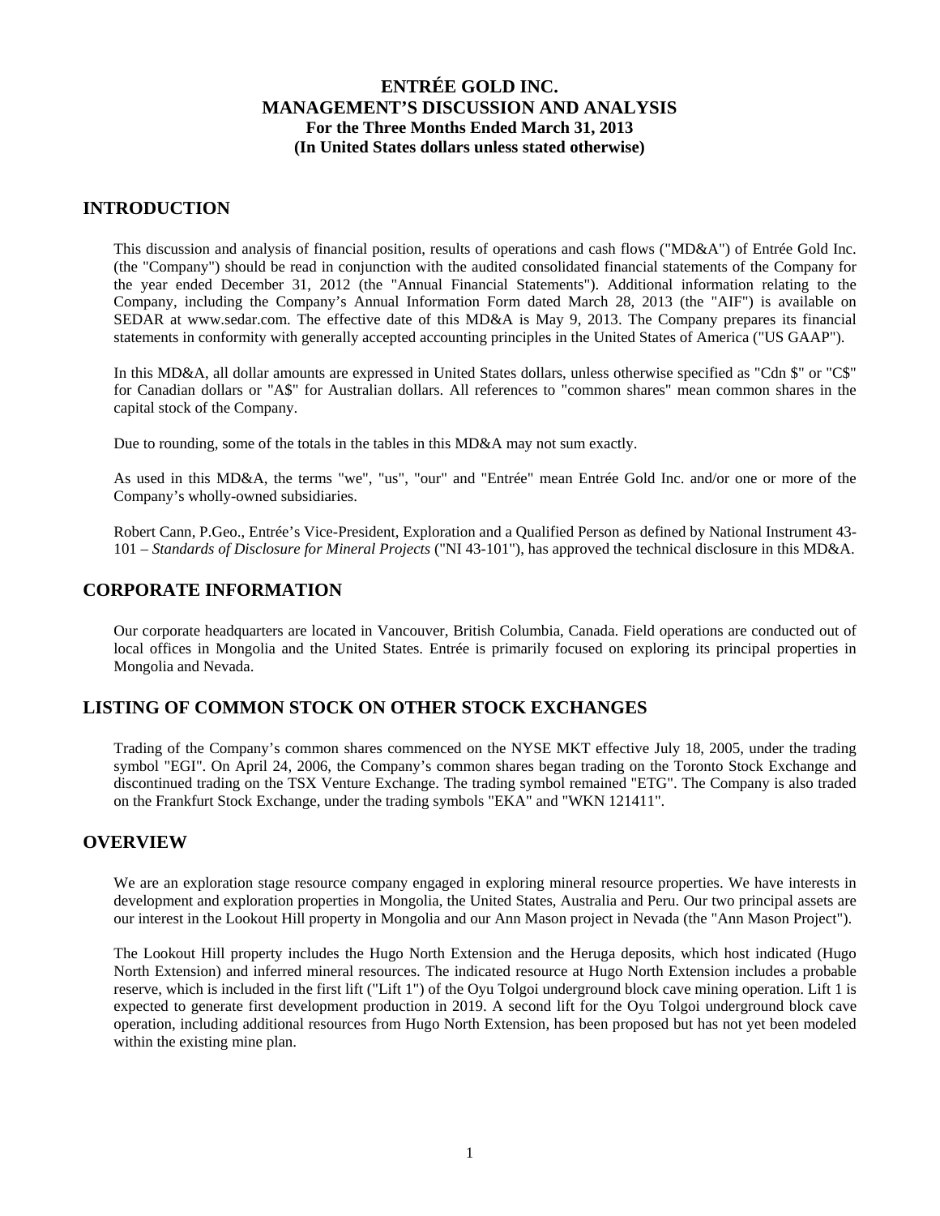# ENTRÉE GOLD INC.
# MANAGEMENT'S DISCUSSION AND ANALYSIS
### For the Three Months Ended March 31, 2013
### (In United States dollars unless stated otherwise)

## INTRODUCTION

This discussion and analysis of financial position, results of operations and cash flows ("MD&A") of Entrée Gold Inc. (the "Company") should be read in conjunction with the audited consolidated financial statements of the Company for the year ended December 31, 2012 (the "Annual Financial Statements"). Additional information relating to the Company, including the Company's Annual Information Form dated March 28, 2013 (the "AIF") is available on SEDAR at www.sedar.com. The effective date of this MD&A is May 9, 2013. The Company prepares its financial statements in conformity with generally accepted accounting principles in the United States of America ("US GAAP").

In this MD&A, all dollar amounts are expressed in United States dollars, unless otherwise specified as "Cdn $" or "C$" for Canadian dollars or "A$" for Australian dollars. All references to "common shares" mean common shares in the capital stock of the Company.

Due to rounding, some of the totals in the tables in this MD&A may not sum exactly.

As used in this MD&A, the terms "we", "us", "our" and "Entrée" mean Entrée Gold Inc. and/or one or more of the Company's wholly-owned subsidiaries.

Robert Cann, P.Geo., Entrée's Vice-President, Exploration and a Qualified Person as defined by National Instrument 43-101 – *Standards of Disclosure for Mineral Projects* ("NI 43-101"), has approved the technical disclosure in this MD&A.

## CORPORATE INFORMATION

Our corporate headquarters are located in Vancouver, British Columbia, Canada. Field operations are conducted out of local offices in Mongolia and the United States. Entrée is primarily focused on exploring its principal properties in Mongolia and Nevada.

## LISTING OF COMMON STOCK ON OTHER STOCK EXCHANGES

Trading of the Company's common shares commenced on the NYSE MKT effective July 18, 2005, under the trading symbol "EGI". On April 24, 2006, the Company's common shares began trading on the Toronto Stock Exchange and discontinued trading on the TSX Venture Exchange. The trading symbol remained "ETG". The Company is also traded on the Frankfurt Stock Exchange, under the trading symbols "EKA" and "WKN 121411".

## OVERVIEW

We are an exploration stage resource company engaged in exploring mineral resource properties. We have interests in development and exploration properties in Mongolia, the United States, Australia and Peru. Our two principal assets are our interest in the Lookout Hill property in Mongolia and our Ann Mason project in Nevada (the "Ann Mason Project").

The Lookout Hill property includes the Hugo North Extension and the Heruga deposits, which host indicated (Hugo North Extension) and inferred mineral resources. The indicated resource at Hugo North Extension includes a probable reserve, which is included in the first lift ("Lift 1") of the Oyu Tolgoi underground block cave mining operation. Lift 1 is expected to generate first development production in 2019. A second lift for the Oyu Tolgoi underground block cave operation, including additional resources from Hugo North Extension, has been proposed but has not yet been modeled within the existing mine plan.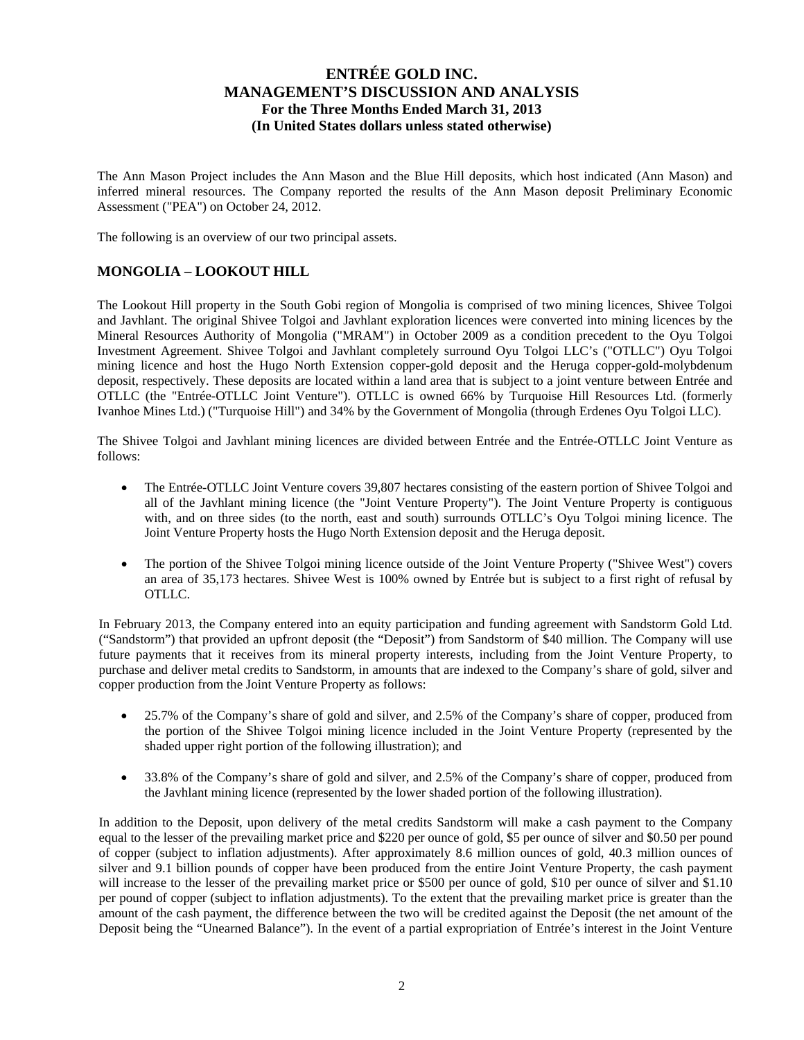The Ann Mason Project includes the Ann Mason and the Blue Hill deposits, which host indicated (Ann Mason) and inferred mineral resources. The Company reported the results of the Ann Mason deposit Preliminary Economic Assessment ("PEA") on October 24, 2012.

The following is an overview of our two principal assets.

## MONGOLIA – LOOKOUT HILL

The Lookout Hill property in the South Gobi region of Mongolia is comprised of two mining licences, Shivee Tolgoi and Javhlant. The original Shivee Tolgoi and Javhlant exploration licences were converted into mining licences by the Mineral Resources Authority of Mongolia ("MRAM") in October 2009 as a condition precedent to the Oyu Tolgoi Investment Agreement. Shivee Tolgoi and Javhlant completely surround Oyu Tolgoi LLC's ("OTLLC") Oyu Tolgoi mining licence and host the Hugo North Extension copper-gold deposit and the Heruga copper-gold-molybdenum deposit, respectively. These deposits are located within a land area that is subject to a joint venture between Entrée and OTLLC (the "Entrée-OTLLC Joint Venture"). OTLLC is owned 66% by Turquoise Hill Resources Ltd. (formerly Ivanhoe Mines Ltd.) ("Turquoise Hill") and 34% by the Government of Mongolia (through Erdenes Oyu Tolgoi LLC).

The Shivee Tolgoi and Javhlant mining licences are divided between Entrée and the Entrée-OTLLC Joint Venture as follows:

- The Entrée-OTLLC Joint Venture covers 39,807 hectares consisting of the eastern portion of Shivee Tolgoi and all of the Javhlant mining licence (the "Joint Venture Property"). The Joint Venture Property is contiguous with, and on three sides (to the north, east and south) surrounds OTLLC's Oyu Tolgoi mining licence. The Joint Venture Property hosts the Hugo North Extension deposit and the Heruga deposit.

- The portion of the Shivee Tolgoi mining licence outside of the Joint Venture Property ("Shivee West") covers an area of 35,173 hectares. Shivee West is 100% owned by Entrée but is subject to a first right of refusal by OTLLC.

In February 2013, the Company entered into an equity participation and funding agreement with Sandstorm Gold Ltd. ("Sandstorm") that provided an upfront deposit (the "Deposit") from Sandstorm of $40 million. The Company will use future payments that it receives from its mineral property interests, including from the Joint Venture Property, to purchase and deliver metal credits to Sandstorm, in amounts that are indexed to the Company's share of gold, silver and copper production from the Joint Venture Property as follows:

- 25.7% of the Company's share of gold and silver, and 2.5% of the Company's share of copper, produced from the portion of the Shivee Tolgoi mining licence included in the Joint Venture Property (represented by the shaded upper right portion of the following illustration); and

- 33.8% of the Company's share of gold and silver, and 2.5% of the Company's share of copper, produced from the Javhlant mining licence (represented by the lower shaded portion of the following illustration).

In addition to the Deposit, upon delivery of the metal credits Sandstorm will make a cash payment to the Company equal to the lesser of the prevailing market price and $220 per ounce of gold, $5 per ounce of silver and $0.50 per pound of copper (subject to inflation adjustments). After approximately 8.6 million ounces of gold, 40.3 million ounces of silver and 9.1 billion pounds of copper have been produced from the entire Joint Venture Property, the cash payment will increase to the lesser of the prevailing market price or $500 per ounce of gold, $10 per ounce of silver and $1.10 per pound of copper (subject to inflation adjustments). To the extent that the prevailing market price is greater than the amount of the cash payment, the difference between the two will be credited against the Deposit (the net amount of the Deposit being the "Unearned Balance"). In the event of a partial expropriation of Entrée's interest in the Joint Venture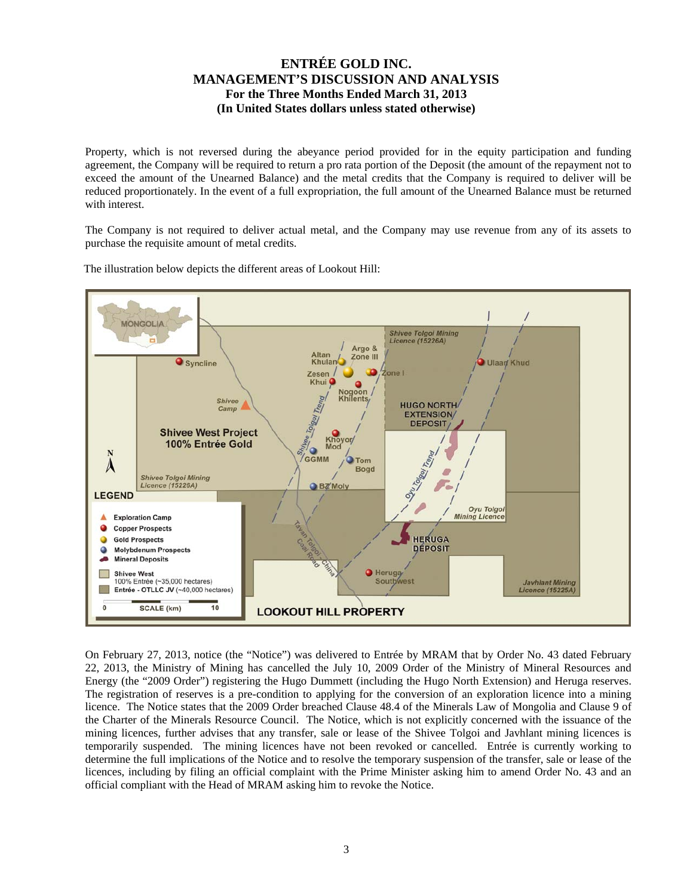Property, which is not reversed during the abeyance period provided for in the equity participation and funding agreement, the Company will be required to return a pro rata portion of the Deposit (the amount of the repayment not to exceed the amount of the Unearned Balance) and the metal credits that the Company is required to deliver will be reduced proportionately. In the event of a full expropriation, the full amount of the Unearned Balance must be returned with interest.

The Company is not required to deliver actual metal, and the Company may use revenue from any of its assets to purchase the requisite amount of metal credits.

The illustration below depicts the different areas of Lookout Hill:

On February 27, 2013, notice (the "Notice") was delivered to Entrée by MRAM that by Order No. 43 dated February 22, 2013, the Ministry of Mining has cancelled the July 10, 2009 Order of the Ministry of Mineral Resources and Energy (the "2009 Order") registering the Hugo Dummett (including the Hugo North Extension) and Heruga reserves. The registration of reserves is a pre-condition to applying for the conversion of an exploration licence into a mining licence. The Notice states that the 2009 Order breached Clause 48.4 of the Minerals Law of Mongolia and Clause 9 of the Charter of the Minerals Resource Council. The Notice, which is not explicitly concerned with the issuance of the mining licences, further advises that any transfer, sale or lease of the Shivee Tolgoi and Javhlant mining licences is temporarily suspended. The mining licences have not been revoked or cancelled. Entrée is currently working to determine the full implications of the Notice and to resolve the temporary suspension of the transfer, sale or lease of the licences, including by filing an official complaint with the Prime Minister asking him to amend Order No. 43 and an official compliant with the Head of MRAM asking him to revoke the Notice.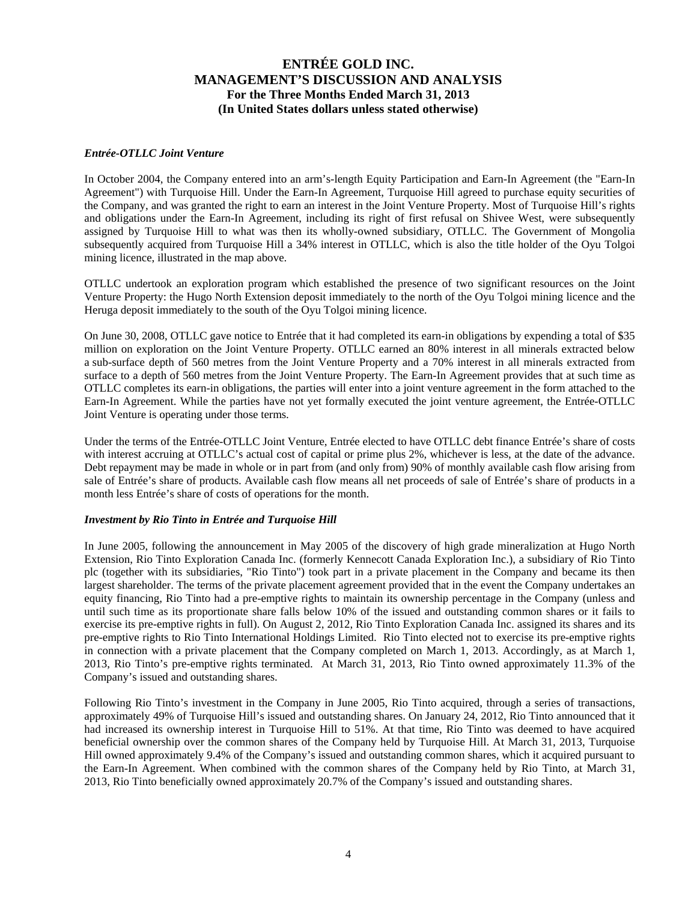### *Entrée-OTLLC Joint Venture*

In October 2004, the Company entered into an arm's-length Equity Participation and Earn-In Agreement (the "Earn-In Agreement") with Turquoise Hill. Under the Earn-In Agreement, Turquoise Hill agreed to purchase equity securities of the Company, and was granted the right to earn an interest in the Joint Venture Property. Most of Turquoise Hill's rights and obligations under the Earn-In Agreement, including its right of first refusal on Shivee West, were subsequently assigned by Turquoise Hill to what was then its wholly-owned subsidiary, OTLLC. The Government of Mongolia subsequently acquired from Turquoise Hill a 34% interest in OTLLC, which is also the title holder of the Oyu Tolgoi mining licence, illustrated in the map above.

OTLLC undertook an exploration program which established the presence of two significant resources on the Joint Venture Property: the Hugo North Extension deposit immediately to the north of the Oyu Tolgoi mining licence and the Heruga deposit immediately to the south of the Oyu Tolgoi mining licence.

On June 30, 2008, OTLLC gave notice to Entrée that it had completed its earn-in obligations by expending a total of $35 million on exploration on the Joint Venture Property. OTLLC earned an 80% interest in all minerals extracted below a sub-surface depth of 560 metres from the Joint Venture Property and a 70% interest in all minerals extracted from surface to a depth of 560 metres from the Joint Venture Property. The Earn-In Agreement provides that at such time as OTLLC completes its earn-in obligations, the parties will enter into a joint venture agreement in the form attached to the Earn-In Agreement. While the parties have not yet formally executed the joint venture agreement, the Entrée-OTLLC Joint Venture is operating under those terms.

Under the terms of the Entrée-OTLLC Joint Venture, Entrée elected to have OTLLC debt finance Entrée's share of costs with interest accruing at OTLLC's actual cost of capital or prime plus 2%, whichever is less, at the date of the advance. Debt repayment may be made in whole or in part from (and only from) 90% of monthly available cash flow arising from sale of Entrée's share of products. Available cash flow means all net proceeds of sale of Entrée's share of products in a month less Entrée's share of costs of operations for the month.

### *Investment by Rio Tinto in Entrée and Turquoise Hill*

In June 2005, following the announcement in May 2005 of the discovery of high grade mineralization at Hugo North Extension, Rio Tinto Exploration Canada Inc. (formerly Kennecott Canada Exploration Inc.), a subsidiary of Rio Tinto plc (together with its subsidiaries, "Rio Tinto") took part in a private placement in the Company and became its then largest shareholder. The terms of the private placement agreement provided that in the event the Company undertakes an equity financing, Rio Tinto had a pre-emptive rights to maintain its ownership percentage in the Company (unless and until such time as its proportionate share falls below 10% of the issued and outstanding common shares or it fails to exercise its pre-emptive rights in full). On August 2, 2012, Rio Tinto Exploration Canada Inc. assigned its shares and its pre-emptive rights to Rio Tinto International Holdings Limited. Rio Tinto elected not to exercise its pre-emptive rights in connection with a private placement that the Company completed on March 1, 2013. Accordingly, as at March 1, 2013, Rio Tinto's pre-emptive rights terminated. At March 31, 2013, Rio Tinto owned approximately 11.3% of the Company's issued and outstanding shares.

Following Rio Tinto's investment in the Company in June 2005, Rio Tinto acquired, through a series of transactions, approximately 49% of Turquoise Hill's issued and outstanding shares. On January 24, 2012, Rio Tinto announced that it had increased its ownership interest in Turquoise Hill to 51%. At that time, Rio Tinto was deemed to have acquired beneficial ownership over the common shares of the Company held by Turquoise Hill. At March 31, 2013, Turquoise Hill owned approximately 9.4% of the Company's issued and outstanding common shares, which it acquired pursuant to the Earn-In Agreement. When combined with the common shares of the Company held by Rio Tinto, at March 31, 2013, Rio Tinto beneficially owned approximately 20.7% of the Company's issued and outstanding shares.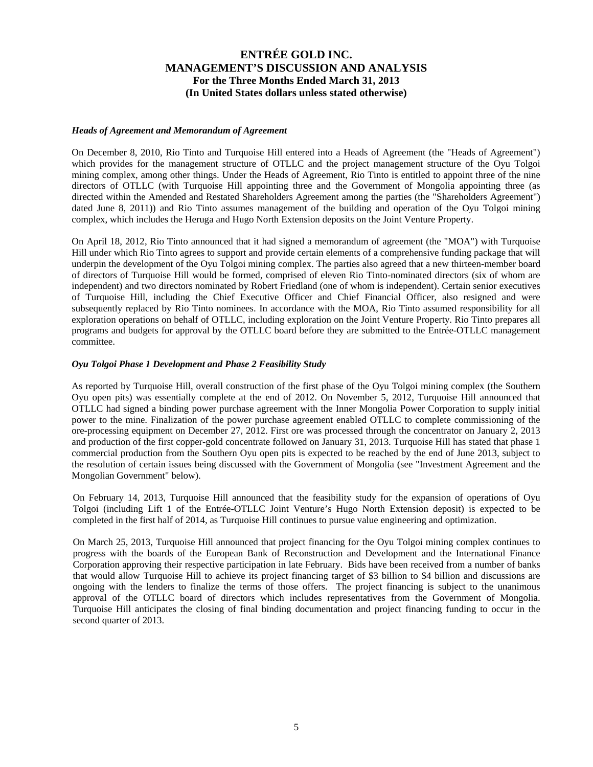### *Heads of Agreement and Memorandum of Agreement*

On December 8, 2010, Rio Tinto and Turquoise Hill entered into a Heads of Agreement (the "Heads of Agreement") which provides for the management structure of OTLLC and the project management structure of the Oyu Tolgoi mining complex, among other things. Under the Heads of Agreement, Rio Tinto is entitled to appoint three of the nine directors of OTLLC (with Turquoise Hill appointing three and the Government of Mongolia appointing three (as directed within the Amended and Restated Shareholders Agreement among the parties (the "Shareholders Agreement") dated June 8, 2011)) and Rio Tinto assumes management of the building and operation of the Oyu Tolgoi mining complex, which includes the Heruga and Hugo North Extension deposits on the Joint Venture Property.

On April 18, 2012, Rio Tinto announced that it had signed a memorandum of agreement (the "MOA") with Turquoise Hill under which Rio Tinto agrees to support and provide certain elements of a comprehensive funding package that will underpin the development of the Oyu Tolgoi mining complex. The parties also agreed that a new thirteen-member board of directors of Turquoise Hill would be formed, comprised of eleven Rio Tinto-nominated directors (six of whom are independent) and two directors nominated by Robert Friedland (one of whom is independent). Certain senior executives of Turquoise Hill, including the Chief Executive Officer and Chief Financial Officer, also resigned and were subsequently replaced by Rio Tinto nominees. In accordance with the MOA, Rio Tinto assumed responsibility for all exploration operations on behalf of OTLLC, including exploration on the Joint Venture Property. Rio Tinto prepares all programs and budgets for approval by the OTLLC board before they are submitted to the Entrée-OTLLC management committee.

### *Oyu Tolgoi Phase 1 Development and Phase 2 Feasibility Study*

As reported by Turquoise Hill, overall construction of the first phase of the Oyu Tolgoi mining complex (the Southern Oyu open pits) was essentially complete at the end of 2012. On November 5, 2012, Turquoise Hill announced that OTLLC had signed a binding power purchase agreement with the Inner Mongolia Power Corporation to supply initial power to the mine. Finalization of the power purchase agreement enabled OTLLC to complete commissioning of the ore-processing equipment on December 27, 2012. First ore was processed through the concentrator on January 2, 2013 and production of the first copper-gold concentrate followed on January 31, 2013. Turquoise Hill has stated that phase 1 commercial production from the Southern Oyu open pits is expected to be reached by the end of June 2013, subject to the resolution of certain issues being discussed with the Government of Mongolia (see "Investment Agreement and the Mongolian Government" below).

On February 14, 2013, Turquoise Hill announced that the feasibility study for the expansion of operations of Oyu Tolgoi (including Lift 1 of the Entrée-OTLLC Joint Venture's Hugo North Extension deposit) is expected to be completed in the first half of 2014, as Turquoise Hill continues to pursue value engineering and optimization.

On March 25, 2013, Turquoise Hill announced that project financing for the Oyu Tolgoi mining complex continues to progress with the boards of the European Bank of Reconstruction and Development and the International Finance Corporation approving their respective participation in late February. Bids have been received from a number of banks that would allow Turquoise Hill to achieve its project financing target of $3 billion to $4 billion and discussions are ongoing with the lenders to finalize the terms of those offers. The project financing is subject to the unanimous approval of the OTLLC board of directors which includes representatives from the Government of Mongolia. Turquoise Hill anticipates the closing of final binding documentation and project financing funding to occur in the second quarter of 2013.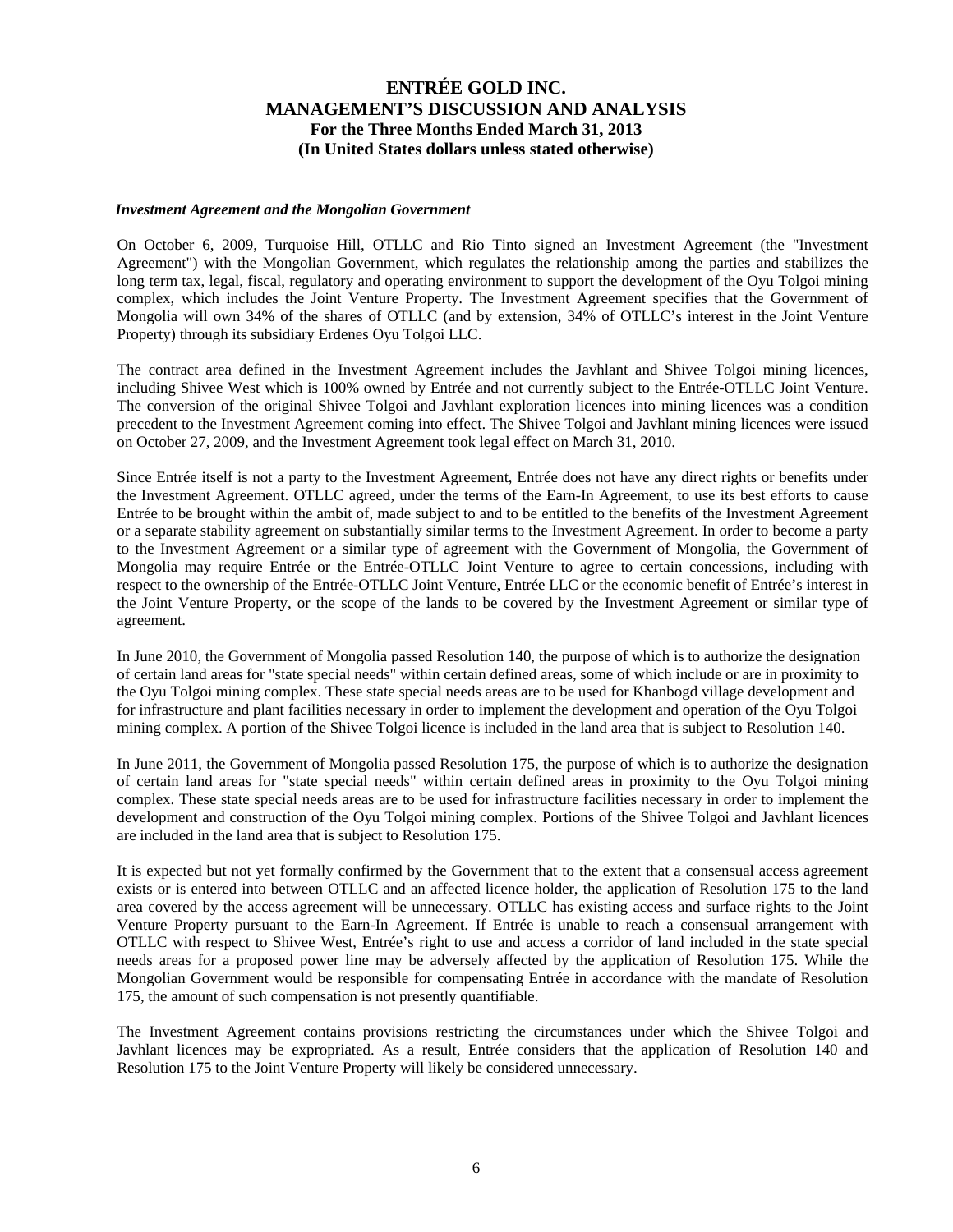*Investment Agreement and the Mongolian Government*

On October 6, 2009, Turquoise Hill, OTLLC and Rio Tinto signed an Investment Agreement (the "Investment Agreement") with the Mongolian Government, which regulates the relationship among the parties and stabilizes the long term tax, legal, fiscal, regulatory and operating environment to support the development of the Oyu Tolgoi mining complex, which includes the Joint Venture Property. The Investment Agreement specifies that the Government of Mongolia will own 34% of the shares of OTLLC (and by extension, 34% of OTLLC's interest in the Joint Venture Property) through its subsidiary Erdenes Oyu Tolgoi LLC.

The contract area defined in the Investment Agreement includes the Javhlant and Shivee Tolgoi mining licences, including Shivee West which is 100% owned by Entrée and not currently subject to the Entrée-OTLLC Joint Venture. The conversion of the original Shivee Tolgoi and Javhlant exploration licences into mining licences was a condition precedent to the Investment Agreement coming into effect. The Shivee Tolgoi and Javhlant mining licences were issued on October 27, 2009, and the Investment Agreement took legal effect on March 31, 2010.

Since Entrée itself is not a party to the Investment Agreement, Entrée does not have any direct rights or benefits under the Investment Agreement. OTLLC agreed, under the terms of the Earn-In Agreement, to use its best efforts to cause Entrée to be brought within the ambit of, made subject to and to be entitled to the benefits of the Investment Agreement or a separate stability agreement on substantially similar terms to the Investment Agreement. In order to become a party to the Investment Agreement or a similar type of agreement with the Government of Mongolia, the Government of Mongolia may require Entrée or the Entrée-OTLLC Joint Venture to agree to certain concessions, including with respect to the ownership of the Entrée-OTLLC Joint Venture, Entrée LLC or the economic benefit of Entrée's interest in the Joint Venture Property, or the scope of the lands to be covered by the Investment Agreement or similar type of agreement.

In June 2010, the Government of Mongolia passed Resolution 140, the purpose of which is to authorize the designation of certain land areas for "state special needs" within certain defined areas, some of which include or are in proximity to the Oyu Tolgoi mining complex. These state special needs areas are to be used for Khanbogd village development and for infrastructure and plant facilities necessary in order to implement the development and operation of the Oyu Tolgoi mining complex. A portion of the Shivee Tolgoi licence is included in the land area that is subject to Resolution 140.

In June 2011, the Government of Mongolia passed Resolution 175, the purpose of which is to authorize the designation of certain land areas for "state special needs" within certain defined areas in proximity to the Oyu Tolgoi mining complex. These state special needs areas are to be used for infrastructure facilities necessary in order to implement the development and construction of the Oyu Tolgoi mining complex. Portions of the Shivee Tolgoi and Javhlant licences are included in the land area that is subject to Resolution 175.

It is expected but not yet formally confirmed by the Government that to the extent that a consensual access agreement exists or is entered into between OTLLC and an affected licence holder, the application of Resolution 175 to the land area covered by the access agreement will be unnecessary. OTLLC has existing access and surface rights to the Joint Venture Property pursuant to the Earn-In Agreement. If Entrée is unable to reach a consensual arrangement with OTLLC with respect to Shivee West, Entrée's right to use and access a corridor of land included in the state special needs areas for a proposed power line may be adversely affected by the application of Resolution 175. While the Mongolian Government would be responsible for compensating Entrée in accordance with the mandate of Resolution 175, the amount of such compensation is not presently quantifiable.

The Investment Agreement contains provisions restricting the circumstances under which the Shivee Tolgoi and Javhlant licences may be expropriated. As a result, Entrée considers that the application of Resolution 140 and Resolution 175 to the Joint Venture Property will likely be considered unnecessary.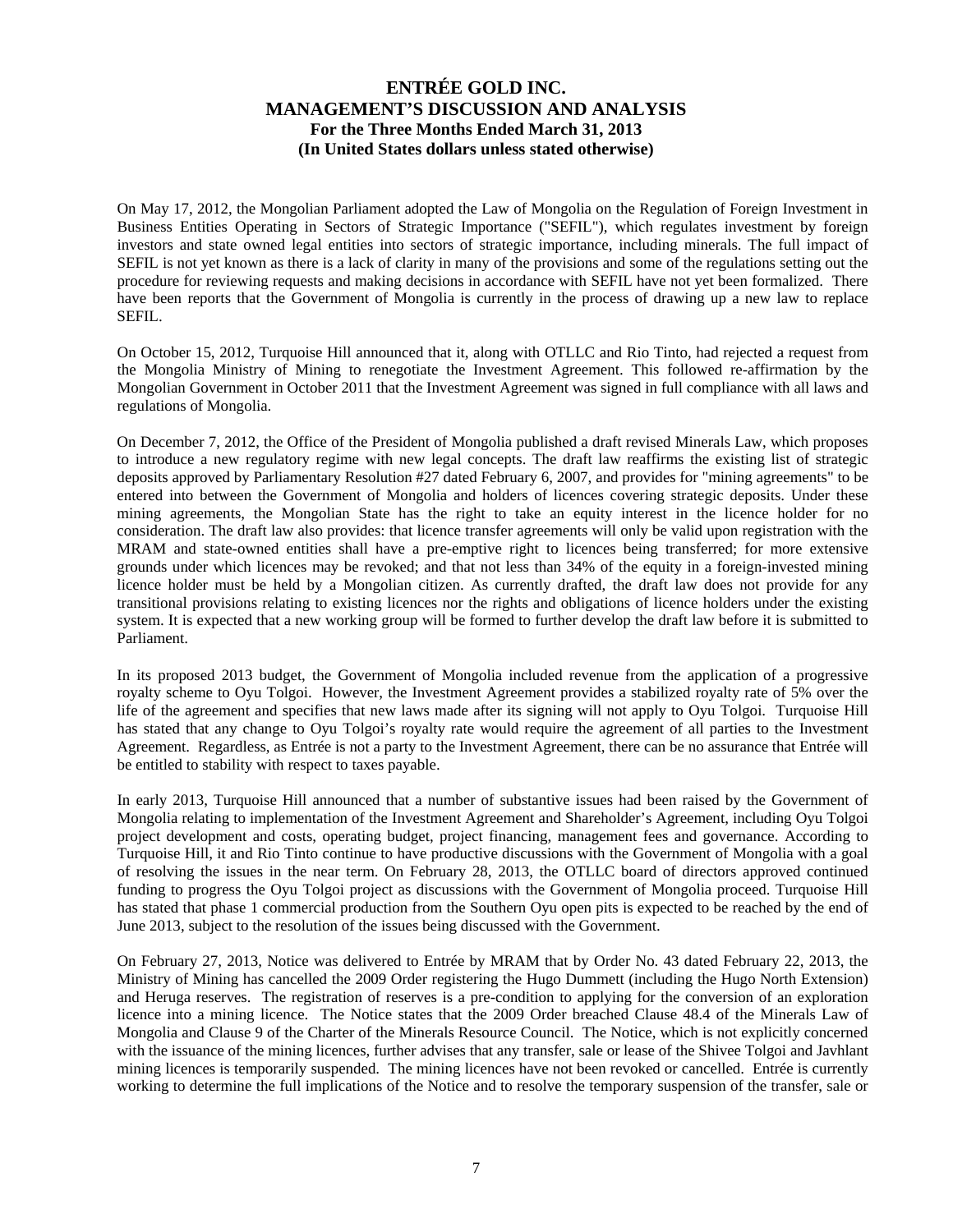On May 17, 2012, the Mongolian Parliament adopted the Law of Mongolia on the Regulation of Foreign Investment in Business Entities Operating in Sectors of Strategic Importance ("SEFIL"), which regulates investment by foreign investors and state owned legal entities into sectors of strategic importance, including minerals. The full impact of SEFIL is not yet known as there is a lack of clarity in many of the provisions and some of the regulations setting out the procedure for reviewing requests and making decisions in accordance with SEFIL have not yet been formalized. There have been reports that the Government of Mongolia is currently in the process of drawing up a new law to replace SEFIL.

On October 15, 2012, Turquoise Hill announced that it, along with OTLLC and Rio Tinto, had rejected a request from the Mongolia Ministry of Mining to renegotiate the Investment Agreement. This followed re-affirmation by the Mongolian Government in October 2011 that the Investment Agreement was signed in full compliance with all laws and regulations of Mongolia.

On December 7, 2012, the Office of the President of Mongolia published a draft revised Minerals Law, which proposes to introduce a new regulatory regime with new legal concepts. The draft law reaffirms the existing list of strategic deposits approved by Parliamentary Resolution #27 dated February 6, 2007, and provides for "mining agreements" to be entered into between the Government of Mongolia and holders of licences covering strategic deposits. Under these mining agreements, the Mongolian State has the right to take an equity interest in the licence holder for no consideration. The draft law also provides: that licence transfer agreements will only be valid upon registration with the MRAM and state-owned entities shall have a pre-emptive right to licences being transferred; for more extensive grounds under which licences may be revoked; and that not less than 34% of the equity in a foreign-invested mining licence holder must be held by a Mongolian citizen. As currently drafted, the draft law does not provide for any transitional provisions relating to existing licences nor the rights and obligations of licence holders under the existing system. It is expected that a new working group will be formed to further develop the draft law before it is submitted to Parliament.

In its proposed 2013 budget, the Government of Mongolia included revenue from the application of a progressive royalty scheme to Oyu Tolgoi. However, the Investment Agreement provides a stabilized royalty rate of 5% over the life of the agreement and specifies that new laws made after its signing will not apply to Oyu Tolgoi. Turquoise Hill has stated that any change to Oyu Tolgoi's royalty rate would require the agreement of all parties to the Investment Agreement. Regardless, as Entrée is not a party to the Investment Agreement, there can be no assurance that Entrée will be entitled to stability with respect to taxes payable.

In early 2013, Turquoise Hill announced that a number of substantive issues had been raised by the Government of Mongolia relating to implementation of the Investment Agreement and Shareholder's Agreement, including Oyu Tolgoi project development and costs, operating budget, project financing, management fees and governance. According to Turquoise Hill, it and Rio Tinto continue to have productive discussions with the Government of Mongolia with a goal of resolving the issues in the near term. On February 28, 2013, the OTLLC board of directors approved continued funding to progress the Oyu Tolgoi project as discussions with the Government of Mongolia proceed. Turquoise Hill has stated that phase 1 commercial production from the Southern Oyu open pits is expected to be reached by the end of June 2013, subject to the resolution of the issues being discussed with the Government.

On February 27, 2013, Notice was delivered to Entrée by MRAM that by Order No. 43 dated February 22, 2013, the Ministry of Mining has cancelled the 2009 Order registering the Hugo Dummett (including the Hugo North Extension) and Heruga reserves. The registration of reserves is a pre-condition to applying for the conversion of an exploration licence into a mining licence. The Notice states that the 2009 Order breached Clause 48.4 of the Minerals Law of Mongolia and Clause 9 of the Charter of the Minerals Resource Council. The Notice, which is not explicitly concerned with the issuance of the mining licences, further advises that any transfer, sale or lease of the Shivee Tolgoi and Javhlant mining licences is temporarily suspended. The mining licences have not been revoked or cancelled. Entrée is currently working to determine the full implications of the Notice and to resolve the temporary suspension of the transfer, sale or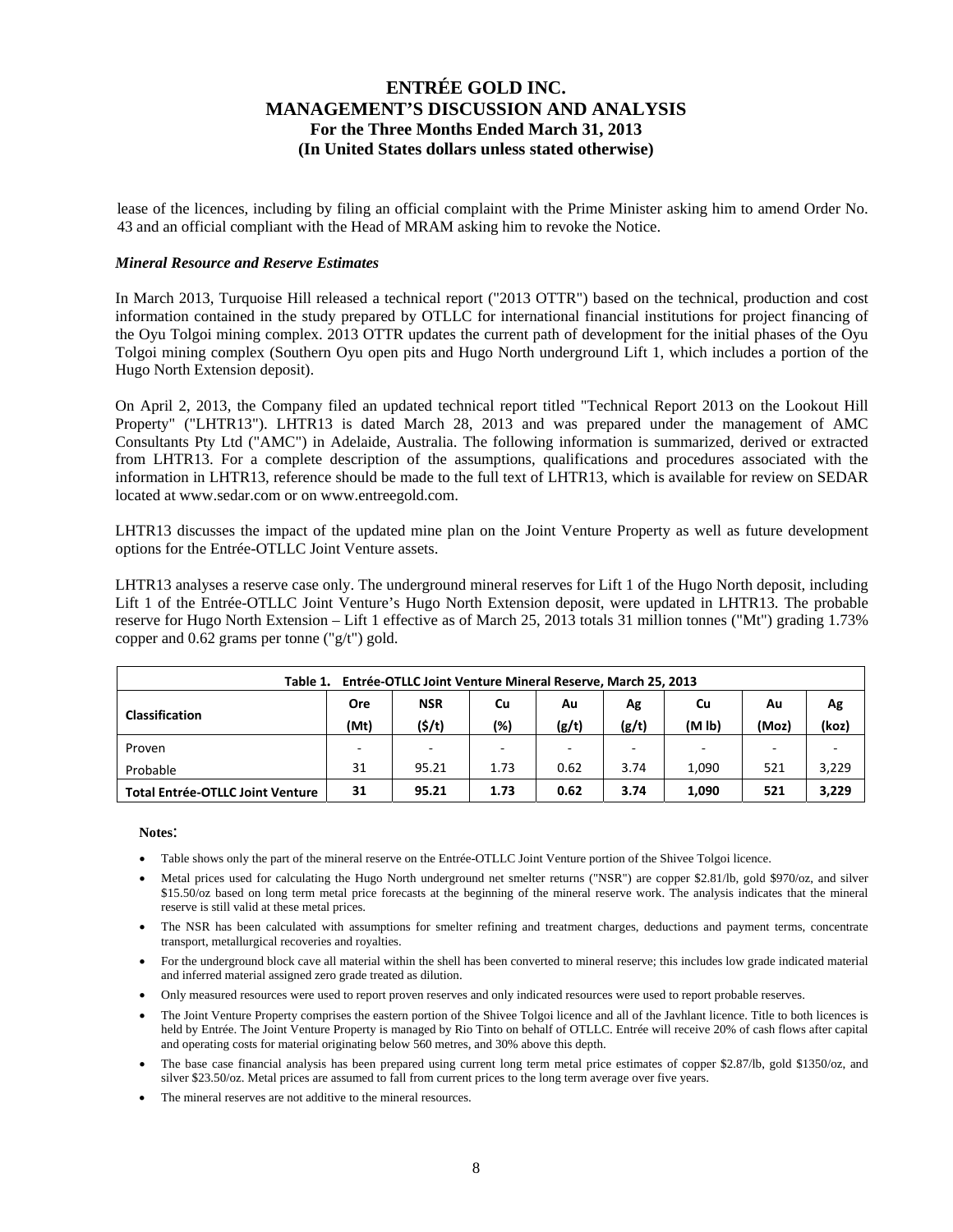lease of the licences, including by filing an official complaint with the Prime Minister asking him to amend Order No. 43 and an official compliant with the Head of MRAM asking him to revoke the Notice.

***Mineral Resource and Reserve Estimates***

In March 2013, Turquoise Hill released a technical report ("2013 OTTR") based on the technical, production and cost information contained in the study prepared by OTLLC for international financial institutions for project financing of the Oyu Tolgoi mining complex. 2013 OTTR updates the current path of development for the initial phases of the Oyu Tolgoi mining complex (Southern Oyu open pits and Hugo North underground Lift 1, which includes a portion of the Hugo North Extension deposit).

On April 2, 2013, the Company filed an updated technical report titled "Technical Report 2013 on the Lookout Hill Property" ("LHTR13"). LHTR13 is dated March 28, 2013 and was prepared under the management of AMC Consultants Pty Ltd ("AMC") in Adelaide, Australia. The following information is summarized, derived or extracted from LHTR13. For a complete description of the assumptions, qualifications and procedures associated with the information in LHTR13, reference should be made to the full text of LHTR13, which is available for review on SEDAR located at www.sedar.com or on www.entreegold.com.

LHTR13 discusses the impact of the updated mine plan on the Joint Venture Property as well as future development options for the Entrée-OTLLC Joint Venture assets.

LHTR13 analyses a reserve case only. The underground mineral reserves for Lift 1 of the Hugo North deposit, including Lift 1 of the Entrée-OTLLC Joint Venture's Hugo North Extension deposit, were updated in LHTR13. The probable reserve for Hugo North Extension – Lift 1 effective as of March 25, 2013 totals 31 million tonnes ("Mt") grading 1.73% copper and 0.62 grams per tonne ("g/t") gold.

**Table 1. Entrée-OTLLC Joint Venture Mineral Reserve, March 25, 2013**

| Classification | Ore (Mt) | NSR ($/t) | Cu (%) | Au (g/t) | Ag (g/t) | Cu (M lb) | Au (Moz) | Ag (koz) |
|---|---|---|---|---|---|---|---|---|
| Proven | - | - | - | - | - | - | - | - |
| Probable | 31 | 95.21 | 1.73 | 0.62 | 3.74 | 1,090 | 521 | 3,229 |
| **Total Entrée-OTLLC Joint Venture** | **31** | **95.21** | **1.73** | **0.62** | **3.74** | **1,090** | **521** | **3,229** |

**Notes:**

- Table shows only the part of the mineral reserve on the Entrée-OTLLC Joint Venture portion of the Shivee Tolgoi licence.
- Metal prices used for calculating the Hugo North underground net smelter returns ("NSR") are copper $2.81/lb, gold $970/oz, and silver $15.50/oz based on long term metal price forecasts at the beginning of the mineral reserve work. The analysis indicates that the mineral reserve is still valid at these metal prices.
- The NSR has been calculated with assumptions for smelter refining and treatment charges, deductions and payment terms, concentrate transport, metallurgical recoveries and royalties.
- For the underground block cave all material within the shell has been converted to mineral reserve; this includes low grade indicated material and inferred material assigned zero grade treated as dilution.
- Only measured resources were used to report proven reserves and only indicated resources were used to report probable reserves.
- The Joint Venture Property comprises the eastern portion of the Shivee Tolgoi licence and all of the Javhlant licence. Title to both licences is held by Entrée. The Joint Venture Property is managed by Rio Tinto on behalf of OTLLC. Entrée will receive 20% of cash flows after capital and operating costs for material originating below 560 metres, and 30% above this depth.
- The base case financial analysis has been prepared using current long term metal price estimates of copper $2.87/lb, gold $1350/oz, and silver $23.50/oz. Metal prices are assumed to fall from current prices to the long term average over five years.
- The mineral reserves are not additive to the mineral resources.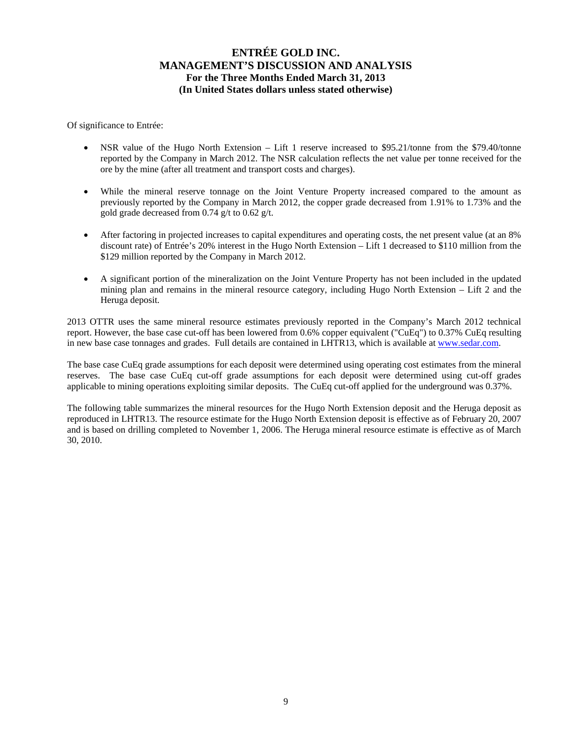Of significance to Entrée:

- NSR value of the Hugo North Extension – Lift 1 reserve increased to \$95.21/tonne from the \$79.40/tonne reported by the Company in March 2012. The NSR calculation reflects the net value per tonne received for the ore by the mine (after all treatment and transport costs and charges).
- While the mineral reserve tonnage on the Joint Venture Property increased compared to the amount as previously reported by the Company in March 2012, the copper grade decreased from 1.91% to 1.73% and the gold grade decreased from 0.74 g/t to 0.62 g/t.
- After factoring in projected increases to capital expenditures and operating costs, the net present value (at an 8% discount rate) of Entrée's 20% interest in the Hugo North Extension – Lift 1 decreased to \$110 million from the \$129 million reported by the Company in March 2012.
- A significant portion of the mineralization on the Joint Venture Property has not been included in the updated mining plan and remains in the mineral resource category, including Hugo North Extension – Lift 2 and the Heruga deposit.

2013 OTTR uses the same mineral resource estimates previously reported in the Company's March 2012 technical report. However, the base case cut-off has been lowered from 0.6% copper equivalent ("CuEq") to 0.37% CuEq resulting in new base case tonnages and grades. Full details are contained in LHTR13, which is available at www.sedar.com.

The base case CuEq grade assumptions for each deposit were determined using operating cost estimates from the mineral reserves. The base case CuEq cut-off grade assumptions for each deposit were determined using cut-off grades applicable to mining operations exploiting similar deposits. The CuEq cut-off applied for the underground was 0.37%.

The following table summarizes the mineral resources for the Hugo North Extension deposit and the Heruga deposit as reproduced in LHTR13. The resource estimate for the Hugo North Extension deposit is effective as of February 20, 2007 and is based on drilling completed to November 1, 2006. The Heruga mineral resource estimate is effective as of March 30, 2010.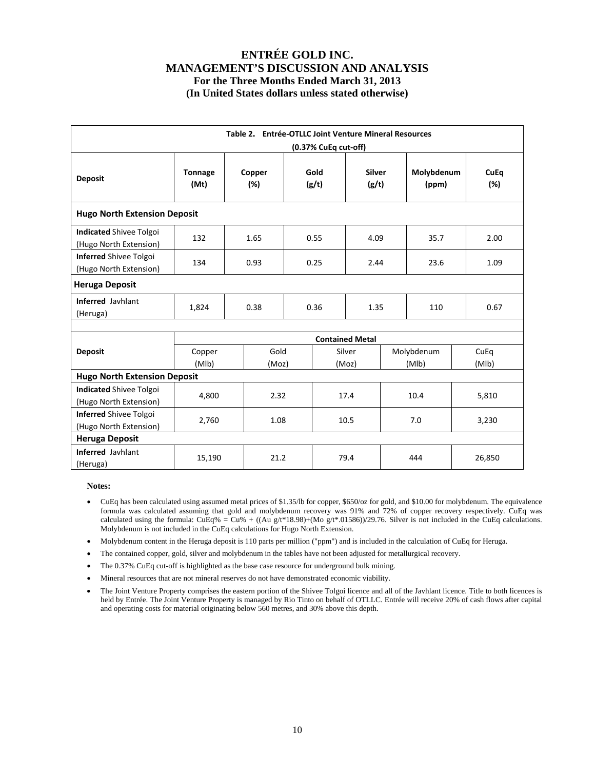# ENTRÉE GOLD INC.
# MANAGEMENT'S DISCUSSION AND ANALYSIS
### For the Three Months Ended March 31, 2013
### (In United States dollars unless stated otherwise)

**Table 2. Entrée-OTLLC Joint Venture Mineral Resources (0.37% CuEq cut-off)**

| Deposit | Tonnage (Mt) | Copper (%) | Gold (g/t) | Silver (g/t) | Molybdenum (ppm) | CuEq (%) |
|---|---|---|---|---|---|---|
| **Hugo North Extension Deposit** | | | | | | |
| **Indicated** Shivee Tolgoi (Hugo North Extension) | 132 | 1.65 | 0.55 | 4.09 | 35.7 | 2.00 |
| **Inferred** Shivee Tolgoi (Hugo North Extension) | 134 | 0.93 | 0.25 | 2.44 | 23.6 | 1.09 |
| **Heruga Deposit** | | | | | | |
| **Inferred** Javhlant (Heruga) | 1,824 | 0.38 | 0.36 | 1.35 | 110 | 0.67 |

| Deposit | Contained Metal | | | | |
|---|---|---|---|---|---|
| | Copper (Mlb) | Gold (Moz) | Silver (Moz) | Molybdenum (Mlb) | CuEq (Mlb) |
| **Hugo North Extension Deposit** | | | | | |
| **Indicated** Shivee Tolgoi (Hugo North Extension) | 4,800 | 2.32 | 17.4 | 10.4 | 5,810 |
| **Inferred** Shivee Tolgoi (Hugo North Extension) | 2,760 | 1.08 | 10.5 | 7.0 | 3,230 |
| **Heruga Deposit** | | | | | |
| **Inferred** Javhlant (Heruga) | 15,190 | 21.2 | 79.4 | 444 | 26,850 |

**Notes:**

- CuEq has been calculated using assumed metal prices of $1.35/lb for copper, $650/oz for gold, and $10.00 for molybdenum. The equivalence formula was calculated assuming that gold and molybdenum recovery was 91% and 72% of copper recovery respectively. CuEq was calculated using the formula: CuEq% = Cu% + ((Au g/t*18.98)+(Mo g/t*.01586))/29.76. Silver is not included in the CuEq calculations. Molybdenum is not included in the CuEq calculations for Hugo North Extension.
- Molybdenum content in the Heruga deposit is 110 parts per million ("ppm") and is included in the calculation of CuEq for Heruga.
- The contained copper, gold, silver and molybdenum in the tables have not been adjusted for metallurgical recovery.
- The 0.37% CuEq cut-off is highlighted as the base case resource for underground bulk mining.
- Mineral resources that are not mineral reserves do not have demonstrated economic viability.
- The Joint Venture Property comprises the eastern portion of the Shivee Tolgoi licence and all of the Javhlant licence. Title to both licences is held by Entrée. The Joint Venture Property is managed by Rio Tinto on behalf of OTLLC. Entrée will receive 20% of cash flows after capital and operating costs for material originating below 560 metres, and 30% above this depth.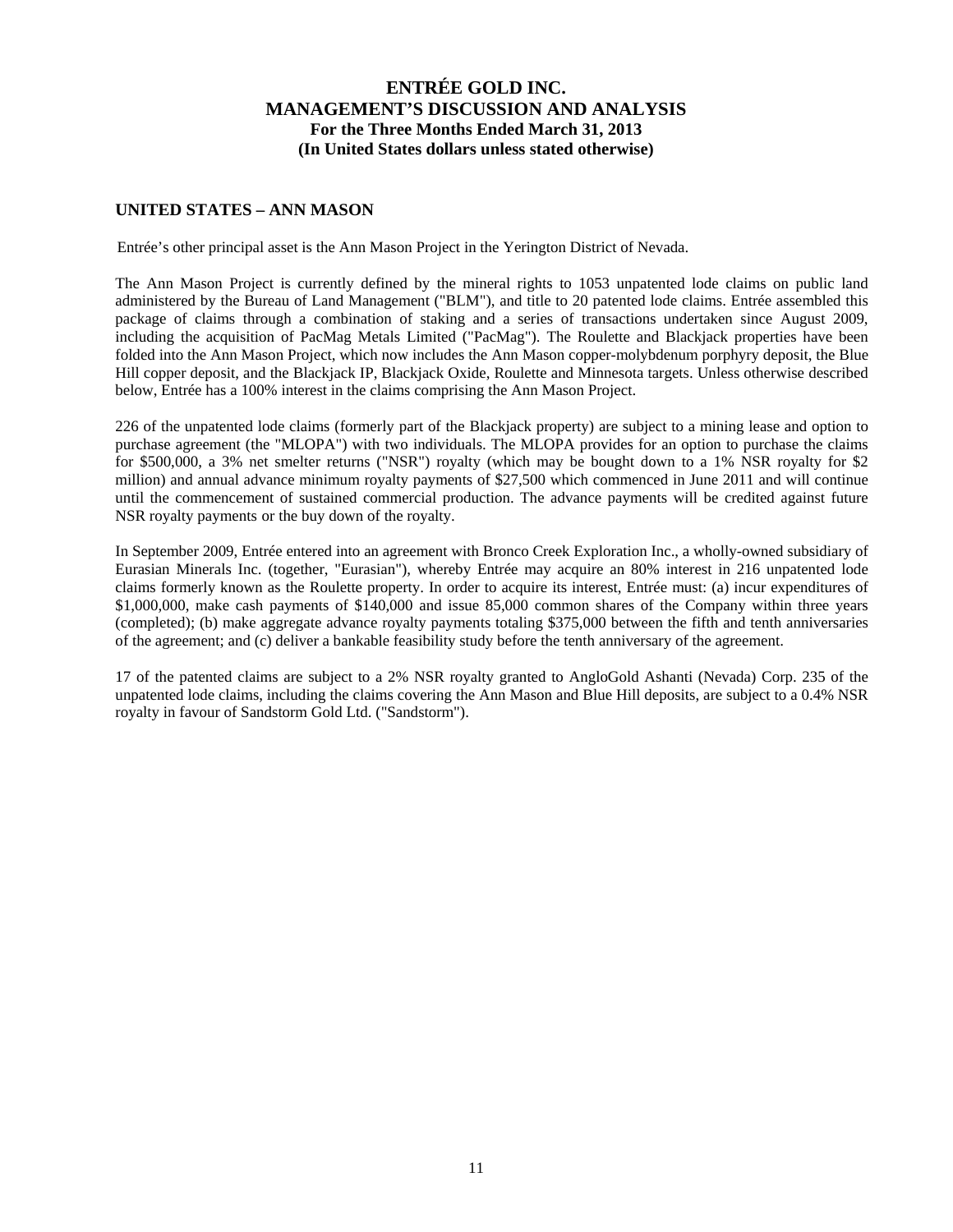## UNITED STATES – ANN MASON

Entrée's other principal asset is the Ann Mason Project in the Yerington District of Nevada.

The Ann Mason Project is currently defined by the mineral rights to 1053 unpatented lode claims on public land administered by the Bureau of Land Management ("BLM"), and title to 20 patented lode claims. Entrée assembled this package of claims through a combination of staking and a series of transactions undertaken since August 2009, including the acquisition of PacMag Metals Limited ("PacMag"). The Roulette and Blackjack properties have been folded into the Ann Mason Project, which now includes the Ann Mason copper-molybdenum porphyry deposit, the Blue Hill copper deposit, and the Blackjack IP, Blackjack Oxide, Roulette and Minnesota targets. Unless otherwise described below, Entrée has a 100% interest in the claims comprising the Ann Mason Project.

226 of the unpatented lode claims (formerly part of the Blackjack property) are subject to a mining lease and option to purchase agreement (the "MLOPA") with two individuals. The MLOPA provides for an option to purchase the claims for $500,000, a 3% net smelter returns ("NSR") royalty (which may be bought down to a 1% NSR royalty for $2 million) and annual advance minimum royalty payments of $27,500 which commenced in June 2011 and will continue until the commencement of sustained commercial production. The advance payments will be credited against future NSR royalty payments or the buy down of the royalty.

In September 2009, Entrée entered into an agreement with Bronco Creek Exploration Inc., a wholly-owned subsidiary of Eurasian Minerals Inc. (together, "Eurasian"), whereby Entrée may acquire an 80% interest in 216 unpatented lode claims formerly known as the Roulette property. In order to acquire its interest, Entrée must: (a) incur expenditures of $1,000,000, make cash payments of $140,000 and issue 85,000 common shares of the Company within three years (completed); (b) make aggregate advance royalty payments totaling $375,000 between the fifth and tenth anniversaries of the agreement; and (c) deliver a bankable feasibility study before the tenth anniversary of the agreement.

17 of the patented claims are subject to a 2% NSR royalty granted to AngloGold Ashanti (Nevada) Corp. 235 of the unpatented lode claims, including the claims covering the Ann Mason and Blue Hill deposits, are subject to a 0.4% NSR royalty in favour of Sandstorm Gold Ltd. ("Sandstorm").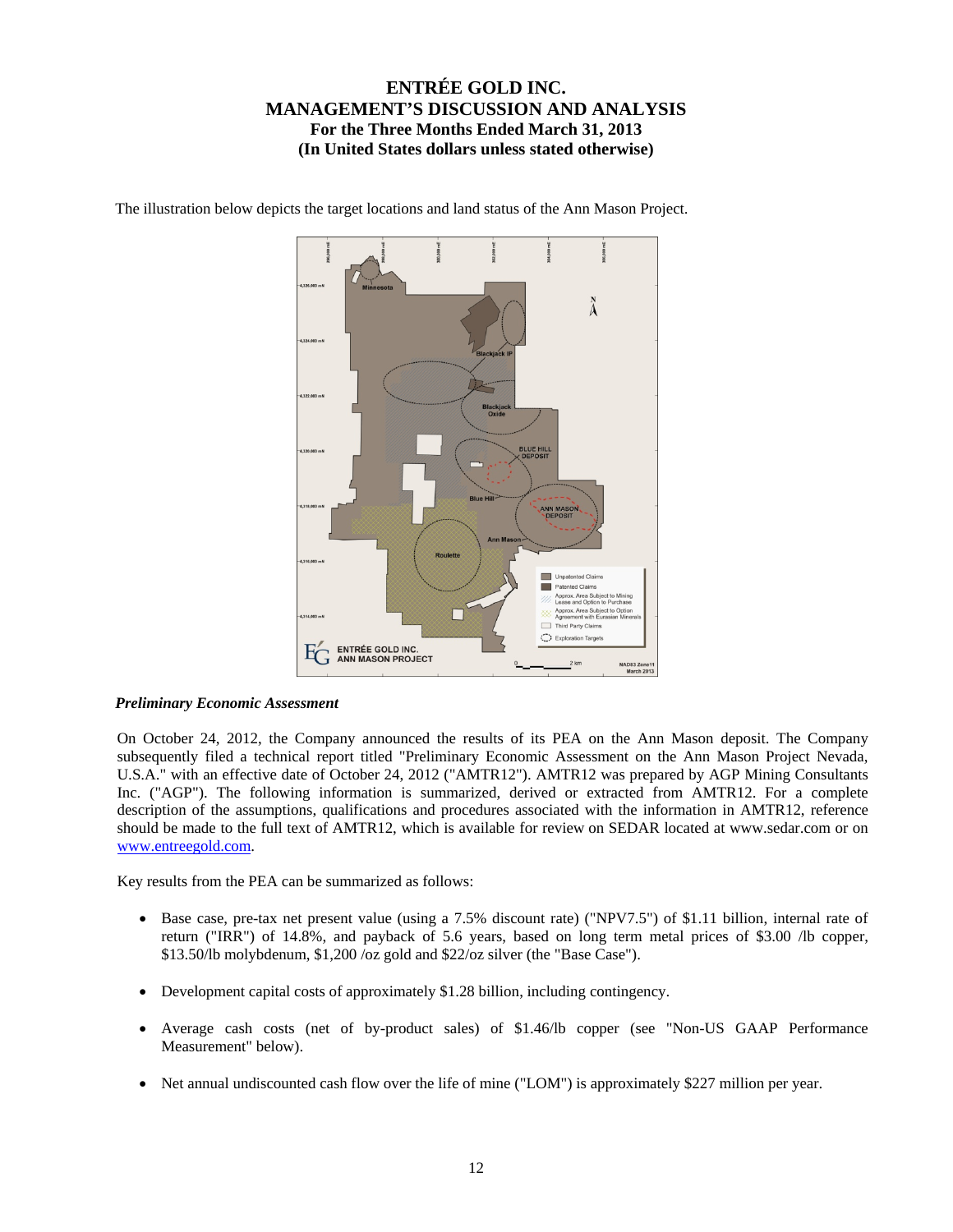The illustration below depicts the target locations and land status of the Ann Mason Project.

*Preliminary Economic Assessment*

On October 24, 2012, the Company announced the results of its PEA on the Ann Mason deposit. The Company subsequently filed a technical report titled "Preliminary Economic Assessment on the Ann Mason Project Nevada, U.S.A." with an effective date of October 24, 2012 ("AMTR12"). AMTR12 was prepared by AGP Mining Consultants Inc. ("AGP"). The following information is summarized, derived or extracted from AMTR12. For a complete description of the assumptions, qualifications and procedures associated with the information in AMTR12, reference should be made to the full text of AMTR12, which is available for review on SEDAR located at www.sedar.com or on www.entreegold.com.

Key results from the PEA can be summarized as follows:

- Base case, pre-tax net present value (using a 7.5% discount rate) ("NPV7.5") of $1.11 billion, internal rate of return ("IRR") of 14.8%, and payback of 5.6 years, based on long term metal prices of $3.00 /lb copper, $13.50/lb molybdenum, $1,200 /oz gold and $22/oz silver (the "Base Case").

- Development capital costs of approximately $1.28 billion, including contingency.

- Average cash costs (net of by-product sales) of $1.46/lb copper (see "Non-US GAAP Performance Measurement" below).

- Net annual undiscounted cash flow over the life of mine ("LOM") is approximately $227 million per year.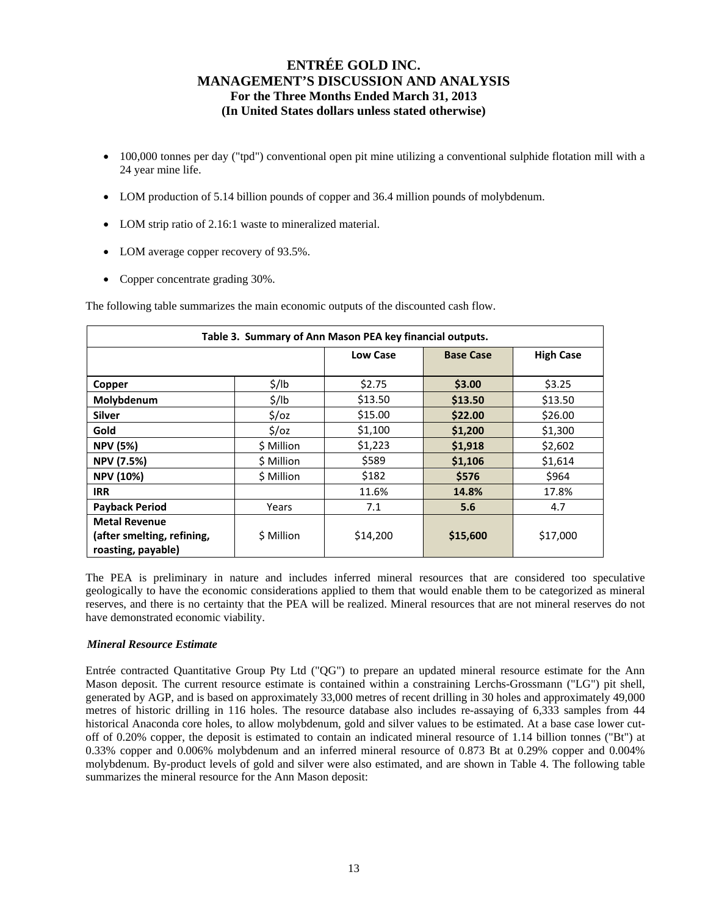- 100,000 tonnes per day ("tpd") conventional open pit mine utilizing a conventional sulphide flotation mill with a 24 year mine life.
- LOM production of 5.14 billion pounds of copper and 36.4 million pounds of molybdenum.
- LOM strip ratio of 2.16:1 waste to mineralized material.
- LOM average copper recovery of 93.5%.
- Copper concentrate grading 30%.

The following table summarizes the main economic outputs of the discounted cash flow.

| Table 3. Summary of Ann Mason PEA key financial outputs. | | | | |
|---|---|---|---|---|
| | | **Low Case** | **Base Case** | **High Case** |
| **Copper** | $/lb | $2.75 | **$3.00** | $3.25 |
| **Molybdenum** | $/lb | $13.50 | **$13.50** | $13.50 |
| **Silver** | $/oz | $15.00 | **$22.00** | $26.00 |
| **Gold** | $/oz | $1,100 | **$1,200** | $1,300 |
| **NPV (5%)** | $ Million | $1,223 | **$1,918** | $2,602 |
| **NPV (7.5%)** | $ Million | $589 | **$1,106** | $1,614 |
| **NPV (10%)** | $ Million | $182 | **$576** | $964 |
| **IRR** | | 11.6% | **14.8%** | 17.8% |
| **Payback Period** | Years | 7.1 | **5.6** | 4.7 |
| **Metal Revenue (after smelting, refining, roasting, payable)** | $ Million | $14,200 | **$15,600** | $17,000 |

The PEA is preliminary in nature and includes inferred mineral resources that are considered too speculative geologically to have the economic considerations applied to them that would enable them to be categorized as mineral reserves, and there is no certainty that the PEA will be realized. Mineral resources that are not mineral reserves do not have demonstrated economic viability.

*Mineral Resource Estimate*

Entrée contracted Quantitative Group Pty Ltd ("QG") to prepare an updated mineral resource estimate for the Ann Mason deposit. The current resource estimate is contained within a constraining Lerchs-Grossmann ("LG") pit shell, generated by AGP, and is based on approximately 33,000 metres of recent drilling in 30 holes and approximately 49,000 metres of historic drilling in 116 holes. The resource database also includes re-assaying of 6,333 samples from 44 historical Anaconda core holes, to allow molybdenum, gold and silver values to be estimated. At a base case lower cut-off of 0.20% copper, the deposit is estimated to contain an indicated mineral resource of 1.14 billion tonnes ("Bt") at 0.33% copper and 0.006% molybdenum and an inferred mineral resource of 0.873 Bt at 0.29% copper and 0.004% molybdenum. By-product levels of gold and silver were also estimated, and are shown in Table 4. The following table summarizes the mineral resource for the Ann Mason deposit: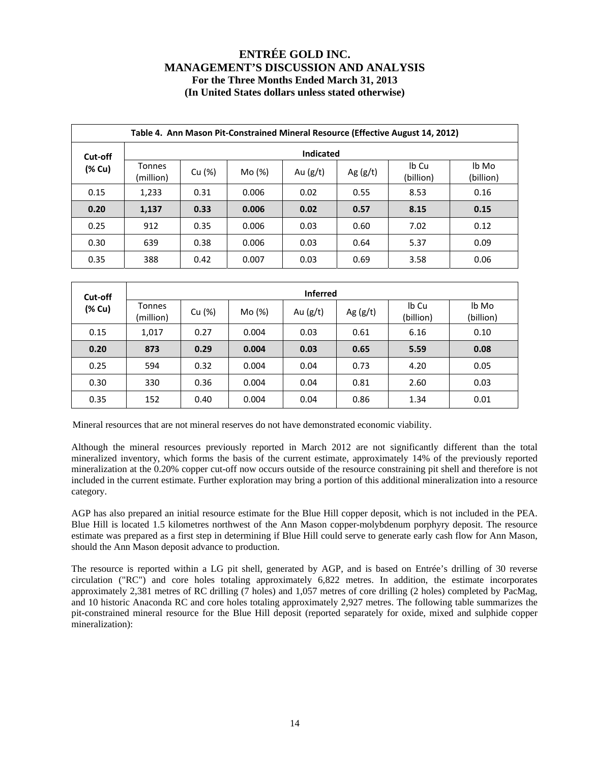**Table 4. Ann Mason Pit-Constrained Mineral Resource (Effective August 14, 2012)**

| Cut-off (% Cu) | Indicated | | | | | | |
|---|---|---|---|---|---|---|---|
| | Tonnes (million) | Cu (%) | Mo (%) | Au (g/t) | Ag (g/t) | lb Cu (billion) | lb Mo (billion) |
| 0.15 | 1,233 | 0.31 | 0.006 | 0.02 | 0.55 | 8.53 | 0.16 |
| **0.20** | **1,137** | **0.33** | **0.006** | **0.02** | **0.57** | **8.15** | **0.15** |
| 0.25 | 912 | 0.35 | 0.006 | 0.03 | 0.60 | 7.02 | 0.12 |
| 0.30 | 639 | 0.38 | 0.006 | 0.03 | 0.64 | 5.37 | 0.09 |
| 0.35 | 388 | 0.42 | 0.007 | 0.03 | 0.69 | 3.58 | 0.06 |

| Cut-off (% Cu) | Inferred | | | | | | |
|---|---|---|---|---|---|---|---|
| | Tonnes (million) | Cu (%) | Mo (%) | Au (g/t) | Ag (g/t) | lb Cu (billion) | lb Mo (billion) |
| 0.15 | 1,017 | 0.27 | 0.004 | 0.03 | 0.61 | 6.16 | 0.10 |
| **0.20** | **873** | **0.29** | **0.004** | **0.03** | **0.65** | **5.59** | **0.08** |
| 0.25 | 594 | 0.32 | 0.004 | 0.04 | 0.73 | 4.20 | 0.05 |
| 0.30 | 330 | 0.36 | 0.004 | 0.04 | 0.81 | 2.60 | 0.03 |
| 0.35 | 152 | 0.40 | 0.004 | 0.04 | 0.86 | 1.34 | 0.01 |

Mineral resources that are not mineral reserves do not have demonstrated economic viability.

Although the mineral resources previously reported in March 2012 are not significantly different than the total mineralized inventory, which forms the basis of the current estimate, approximately 14% of the previously reported mineralization at the 0.20% copper cut-off now occurs outside of the resource constraining pit shell and therefore is not included in the current estimate. Further exploration may bring a portion of this additional mineralization into a resource category.

AGP has also prepared an initial resource estimate for the Blue Hill copper deposit, which is not included in the PEA. Blue Hill is located 1.5 kilometres northwest of the Ann Mason copper-molybdenum porphyry deposit. The resource estimate was prepared as a first step in determining if Blue Hill could serve to generate early cash flow for Ann Mason, should the Ann Mason deposit advance to production.

The resource is reported within a LG pit shell, generated by AGP, and is based on Entrée's drilling of 30 reverse circulation ("RC") and core holes totaling approximately 6,822 metres. In addition, the estimate incorporates approximately 2,381 metres of RC drilling (7 holes) and 1,057 metres of core drilling (2 holes) completed by PacMag, and 10 historic Anaconda RC and core holes totaling approximately 2,927 metres. The following table summarizes the pit-constrained mineral resource for the Blue Hill deposit (reported separately for oxide, mixed and sulphide copper mineralization):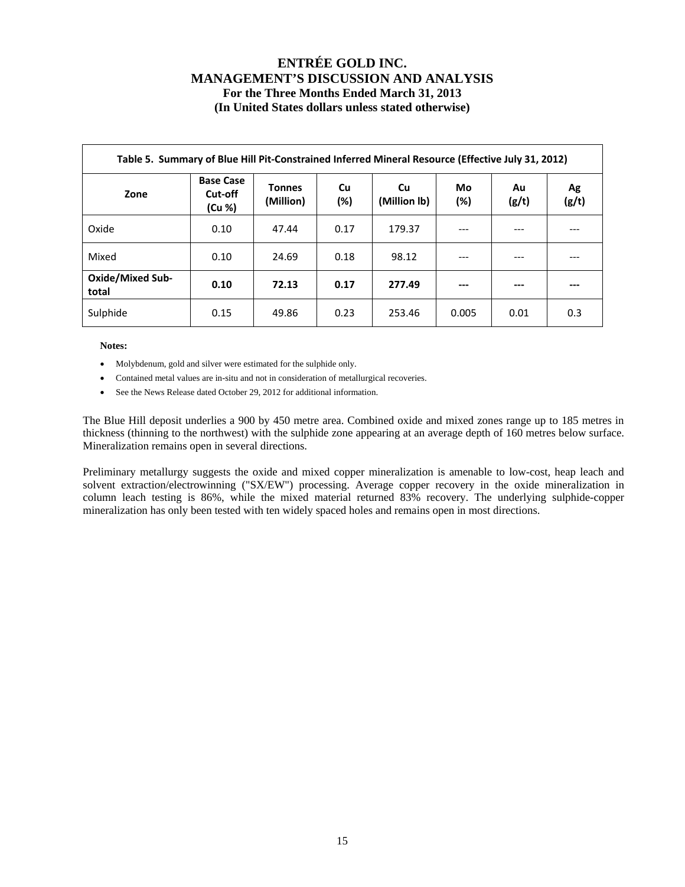| Table 5. Summary of Blue Hill Pit-Constrained Inferred Mineral Resource (Effective July 31, 2012) | | | | | | | |
|---|---|---|---|---|---|---|---|
| **Zone** | **Base Case Cut-off (Cu %)** | **Tonnes (Million)** | **Cu (%)** | **Cu (Million lb)** | **Mo (%)** | **Au (g/t)** | **Ag (g/t)** |
| Oxide | 0.10 | 47.44 | 0.17 | 179.37 | --- | --- | --- |
| Mixed | 0.10 | 24.69 | 0.18 | 98.12 | --- | --- | --- |
| **Oxide/Mixed Sub-total** | **0.10** | **72.13** | **0.17** | **277.49** | **---** | **---** | **---** |
| Sulphide | 0.15 | 49.86 | 0.23 | 253.46 | 0.005 | 0.01 | 0.3 |

**Notes:**

- Molybdenum, gold and silver were estimated for the sulphide only.
- Contained metal values are in-situ and not in consideration of metallurgical recoveries.
- See the News Release dated October 29, 2012 for additional information.

The Blue Hill deposit underlies a 900 by 450 metre area. Combined oxide and mixed zones range up to 185 metres in thickness (thinning to the northwest) with the sulphide zone appearing at an average depth of 160 metres below surface. Mineralization remains open in several directions.

Preliminary metallurgy suggests the oxide and mixed copper mineralization is amenable to low-cost, heap leach and solvent extraction/electrowinning ("SX/EW") processing. Average copper recovery in the oxide mineralization in column leach testing is 86%, while the mixed material returned 83% recovery. The underlying sulphide-copper mineralization has only been tested with ten widely spaced holes and remains open in most directions.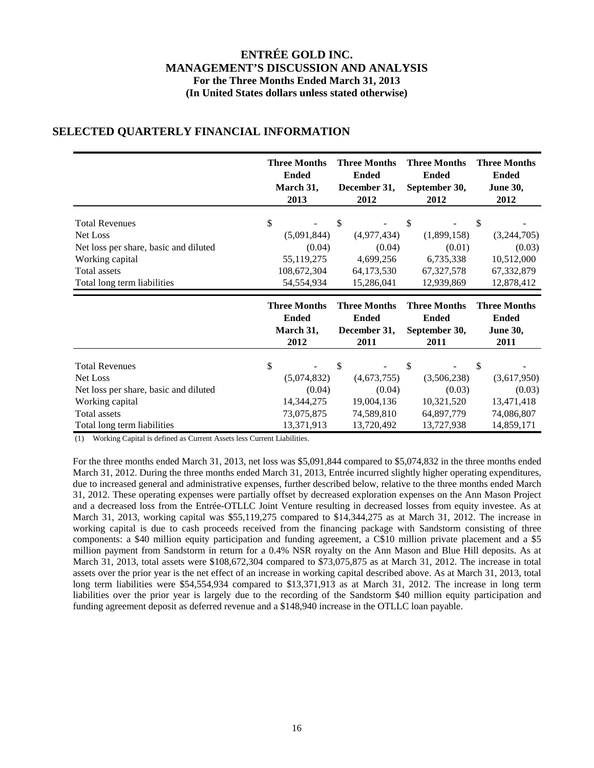# ENTRÉE GOLD INC.
## MANAGEMENT'S DISCUSSION AND ANALYSIS
### For the Three Months Ended March 31, 2013
### (In United States dollars unless stated otherwise)

## SELECTED QUARTERLY FINANCIAL INFORMATION

| | Three Months Ended March 31, 2013 | Three Months Ended December 31, 2012 | Three Months Ended September 30, 2012 | Three Months Ended June 30, 2012 |
|---|---|---|---|---|
| Total Revenues | $ - | $ - | $ - | $ - |
| Net Loss | (5,091,844) | (4,977,434) | (1,899,158) | (3,244,705) |
| Net loss per share, basic and diluted | (0.04) | (0.04) | (0.01) | (0.03) |
| Working capital | 55,119,275 | 4,699,256 | 6,735,338 | 10,512,000 |
| Total assets | 108,672,304 | 64,173,530 | 67,327,578 | 67,332,879 |
| Total long term liabilities | 54,554,934 | 15,286,041 | 12,939,869 | 12,878,412 |

| | Three Months Ended March 31, 2012 | Three Months Ended December 31, 2011 | Three Months Ended September 30, 2011 | Three Months Ended June 30, 2011 |
|---|---|---|---|---|
| Total Revenues | $ - | $ - | $ - | $ - |
| Net Loss | (5,074,832) | (4,673,755) | (3,506,238) | (3,617,950) |
| Net loss per share, basic and diluted | (0.04) | (0.04) | (0.03) | (0.03) |
| Working capital | 14,344,275 | 19,004,136 | 10,321,520 | 13,471,418 |
| Total assets | 73,075,875 | 74,589,810 | 64,897,779 | 74,086,807 |
| Total long term liabilities | 13,371,913 | 13,720,492 | 13,727,938 | 14,859,171 |

(1) Working Capital is defined as Current Assets less Current Liabilities.

For the three months ended March 31, 2013, net loss was $5,091,844 compared to $5,074,832 in the three months ended March 31, 2012. During the three months ended March 31, 2013, Entrée incurred slightly higher operating expenditures, due to increased general and administrative expenses, further described below, relative to the three months ended March 31, 2012. These operating expenses were partially offset by decreased exploration expenses on the Ann Mason Project and a decreased loss from the Entrée-OTLLC Joint Venture resulting in decreased losses from equity investee. As at March 31, 2013, working capital was $55,119,275 compared to $14,344,275 as at March 31, 2012. The increase in working capital is due to cash proceeds received from the financing package with Sandstorm consisting of three components: a $40 million equity participation and funding agreement, a C$10 million private placement and a $5 million payment from Sandstorm in return for a 0.4% NSR royalty on the Ann Mason and Blue Hill deposits. As at March 31, 2013, total assets were $108,672,304 compared to $73,075,875 as at March 31, 2012. The increase in total assets over the prior year is the net effect of an increase in working capital described above. As at March 31, 2013, total long term liabilities were $54,554,934 compared to $13,371,913 as at March 31, 2012. The increase in long term liabilities over the prior year is largely due to the recording of the Sandstorm $40 million equity participation and funding agreement deposit as deferred revenue and a $148,940 increase in the OTLLC loan payable.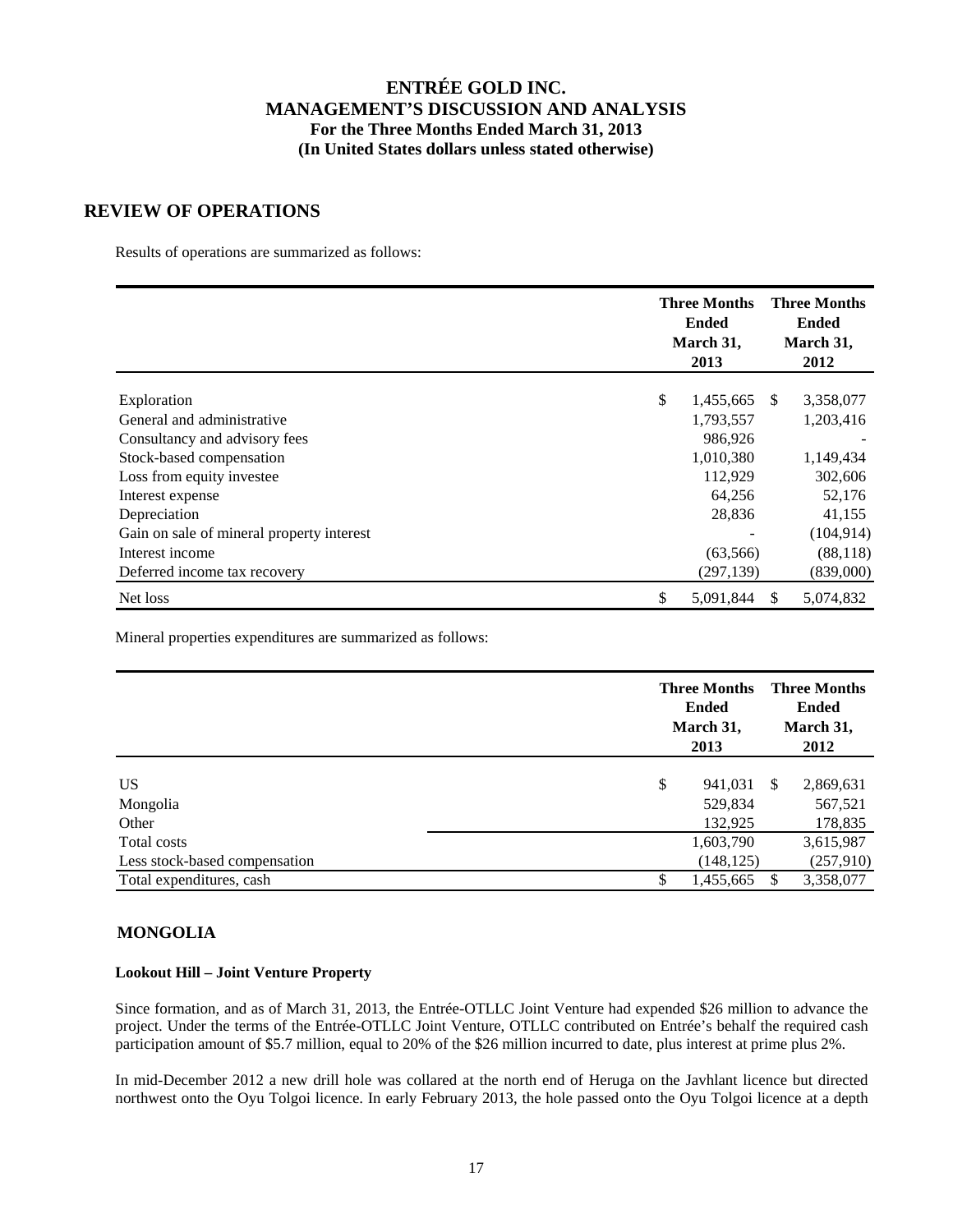# ENTRÉE GOLD INC.
## MANAGEMENT'S DISCUSSION AND ANALYSIS
### For the Three Months Ended March 31, 2013
### (In United States dollars unless stated otherwise)

## REVIEW OF OPERATIONS

Results of operations are summarized as follows:

| | Three Months Ended March 31, 2013 | Three Months Ended March 31, 2012 |
|---|---|---|
| Exploration | $ 1,455,665 | $ 3,358,077 |
| General and administrative | 1,793,557 | 1,203,416 |
| Consultancy and advisory fees | 986,926 | - |
| Stock-based compensation | 1,010,380 | 1,149,434 |
| Loss from equity investee | 112,929 | 302,606 |
| Interest expense | 64,256 | 52,176 |
| Depreciation | 28,836 | 41,155 |
| Gain on sale of mineral property interest | - | (104,914) |
| Interest income | (63,566) | (88,118) |
| Deferred income tax recovery | (297,139) | (839,000) |
| Net loss | $ 5,091,844 | $ 5,074,832 |

Mineral properties expenditures are summarized as follows:

| | Three Months Ended March 31, 2013 | Three Months Ended March 31, 2012 |
|---|---|---|
| US | $ 941,031 | $ 2,869,631 |
| Mongolia | 529,834 | 567,521 |
| Other | 132,925 | 178,835 |
| Total costs | 1,603,790 | 3,615,987 |
| Less stock-based compensation | (148,125) | (257,910) |
| Total expenditures, cash | $ 1,455,665 | $ 3,358,077 |

## MONGOLIA

### Lookout Hill – Joint Venture Property

Since formation, and as of March 31, 2013, the Entrée-OTLLC Joint Venture had expended $26 million to advance the project. Under the terms of the Entrée-OTLLC Joint Venture, OTLLC contributed on Entrée's behalf the required cash participation amount of $5.7 million, equal to 20% of the $26 million incurred to date, plus interest at prime plus 2%.

In mid-December 2012 a new drill hole was collared at the north end of Heruga on the Javhlant licence but directed northwest onto the Oyu Tolgoi licence. In early February 2013, the hole passed onto the Oyu Tolgoi licence at a depth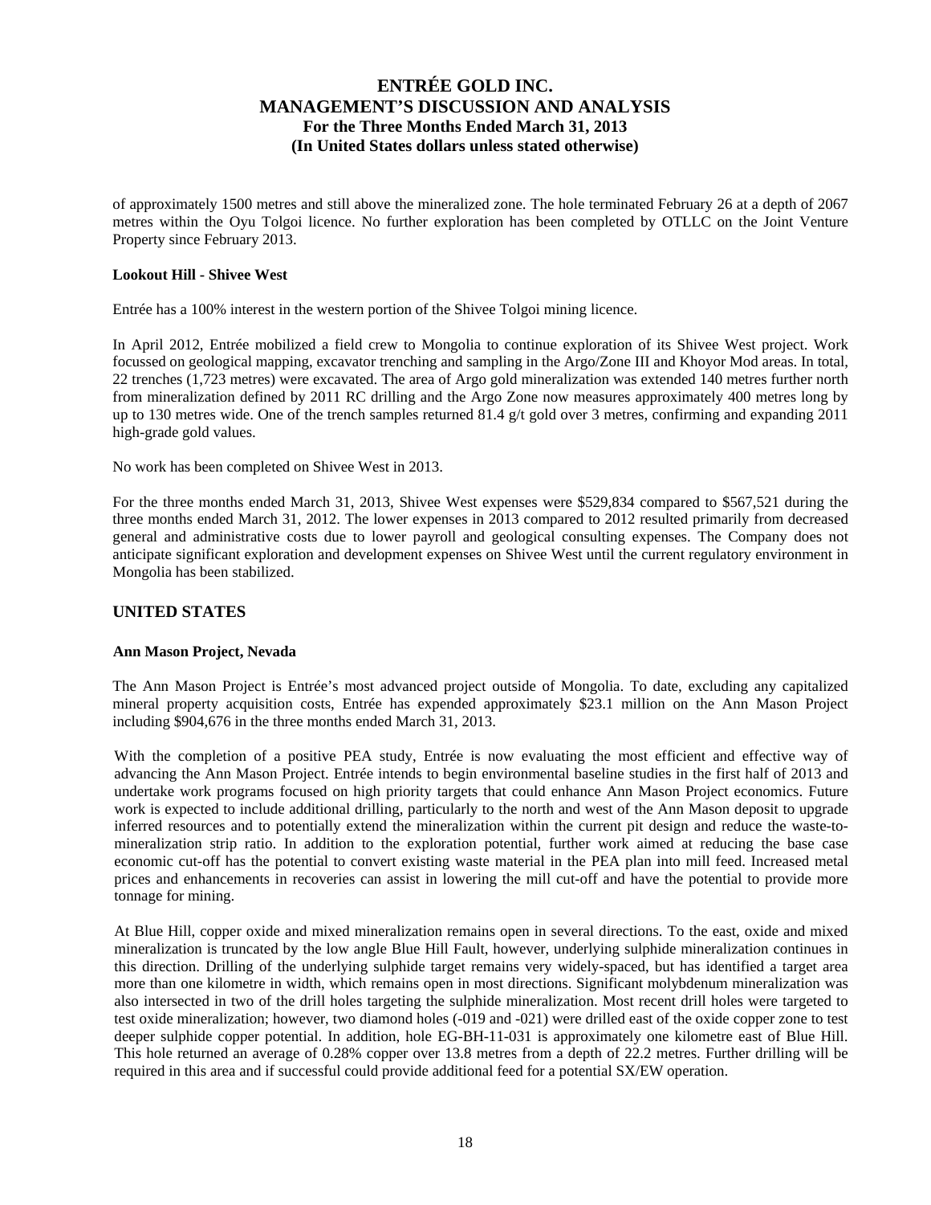of approximately 1500 metres and still above the mineralized zone. The hole terminated February 26 at a depth of 2067 metres within the Oyu Tolgoi licence. No further exploration has been completed by OTLLC on the Joint Venture Property since February 2013.

**Lookout Hill - Shivee West**

Entrée has a 100% interest in the western portion of the Shivee Tolgoi mining licence.

In April 2012, Entrée mobilized a field crew to Mongolia to continue exploration of its Shivee West project. Work focussed on geological mapping, excavator trenching and sampling in the Argo/Zone III and Khoyor Mod areas. In total, 22 trenches (1,723 metres) were excavated. The area of Argo gold mineralization was extended 140 metres further north from mineralization defined by 2011 RC drilling and the Argo Zone now measures approximately 400 metres long by up to 130 metres wide. One of the trench samples returned 81.4 g/t gold over 3 metres, confirming and expanding 2011 high-grade gold values.

No work has been completed on Shivee West in 2013.

For the three months ended March 31, 2013, Shivee West expenses were $529,834 compared to $567,521 during the three months ended March 31, 2012. The lower expenses in 2013 compared to 2012 resulted primarily from decreased general and administrative costs due to lower payroll and geological consulting expenses. The Company does not anticipate significant exploration and development expenses on Shivee West until the current regulatory environment in Mongolia has been stabilized.

## UNITED STATES

**Ann Mason Project, Nevada**

The Ann Mason Project is Entrée's most advanced project outside of Mongolia. To date, excluding any capitalized mineral property acquisition costs, Entrée has expended approximately $23.1 million on the Ann Mason Project including $904,676 in the three months ended March 31, 2013.

With the completion of a positive PEA study, Entrée is now evaluating the most efficient and effective way of advancing the Ann Mason Project. Entrée intends to begin environmental baseline studies in the first half of 2013 and undertake work programs focused on high priority targets that could enhance Ann Mason Project economics. Future work is expected to include additional drilling, particularly to the north and west of the Ann Mason deposit to upgrade inferred resources and to potentially extend the mineralization within the current pit design and reduce the waste-to-mineralization strip ratio. In addition to the exploration potential, further work aimed at reducing the base case economic cut-off has the potential to convert existing waste material in the PEA plan into mill feed. Increased metal prices and enhancements in recoveries can assist in lowering the mill cut-off and have the potential to provide more tonnage for mining.

At Blue Hill, copper oxide and mixed mineralization remains open in several directions. To the east, oxide and mixed mineralization is truncated by the low angle Blue Hill Fault, however, underlying sulphide mineralization continues in this direction. Drilling of the underlying sulphide target remains very widely-spaced, but has identified a target area more than one kilometre in width, which remains open in most directions. Significant molybdenum mineralization was also intersected in two of the drill holes targeting the sulphide mineralization. Most recent drill holes were targeted to test oxide mineralization; however, two diamond holes (-019 and -021) were drilled east of the oxide copper zone to test deeper sulphide copper potential. In addition, hole EG-BH-11-031 is approximately one kilometre east of Blue Hill. This hole returned an average of 0.28% copper over 13.8 metres from a depth of 22.2 metres. Further drilling will be required in this area and if successful could provide additional feed for a potential SX/EW operation.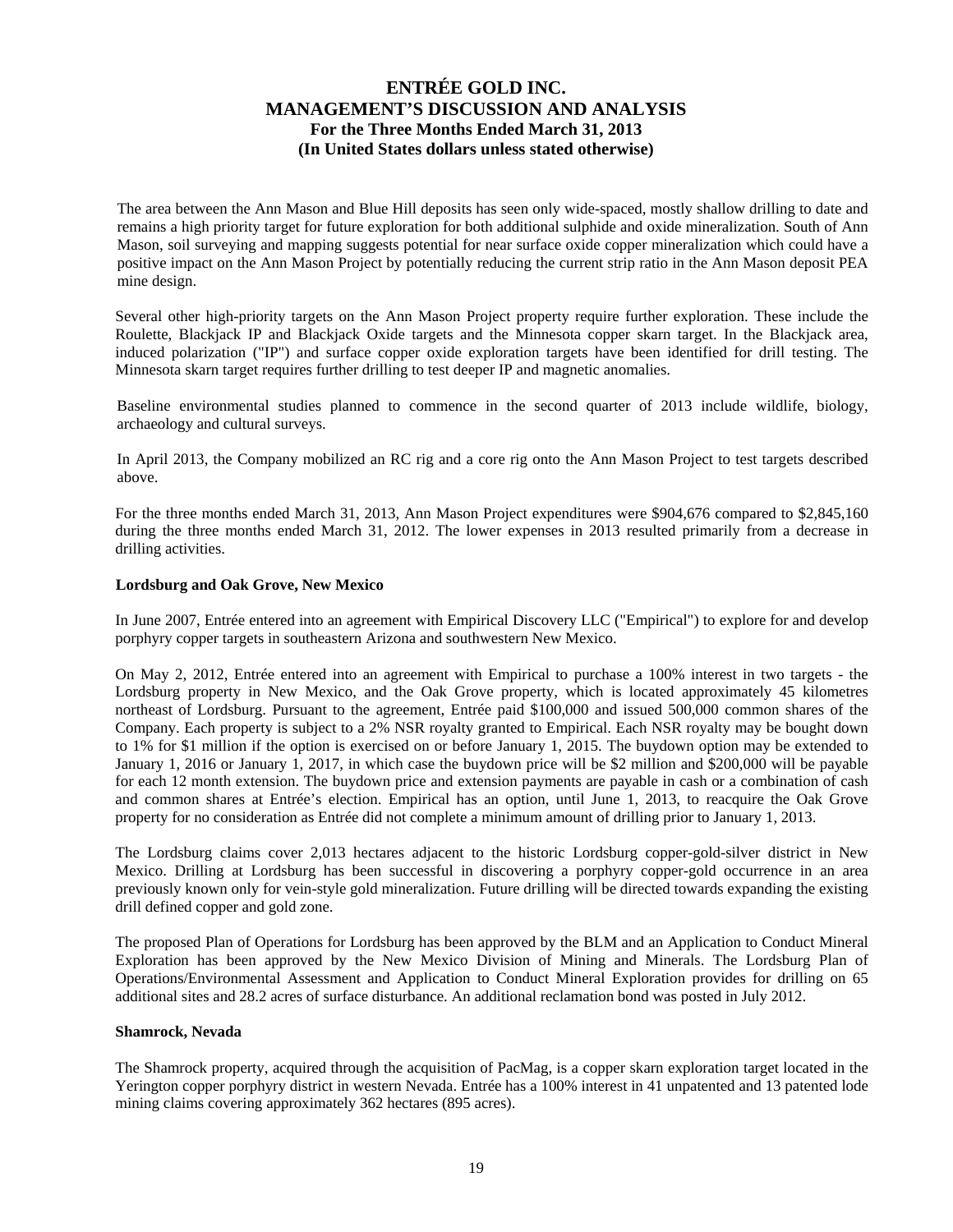The area between the Ann Mason and Blue Hill deposits has seen only wide-spaced, mostly shallow drilling to date and remains a high priority target for future exploration for both additional sulphide and oxide mineralization. South of Ann Mason, soil surveying and mapping suggests potential for near surface oxide copper mineralization which could have a positive impact on the Ann Mason Project by potentially reducing the current strip ratio in the Ann Mason deposit PEA mine design.

Several other high-priority targets on the Ann Mason Project property require further exploration. These include the Roulette, Blackjack IP and Blackjack Oxide targets and the Minnesota copper skarn target. In the Blackjack area, induced polarization ("IP") and surface copper oxide exploration targets have been identified for drill testing. The Minnesota skarn target requires further drilling to test deeper IP and magnetic anomalies.

Baseline environmental studies planned to commence in the second quarter of 2013 include wildlife, biology, archaeology and cultural surveys.

In April 2013, the Company mobilized an RC rig and a core rig onto the Ann Mason Project to test targets described above.

For the three months ended March 31, 2013, Ann Mason Project expenditures were $904,676 compared to $2,845,160 during the three months ended March 31, 2012. The lower expenses in 2013 resulted primarily from a decrease in drilling activities.

**Lordsburg and Oak Grove, New Mexico**

In June 2007, Entrée entered into an agreement with Empirical Discovery LLC ("Empirical") to explore for and develop porphyry copper targets in southeastern Arizona and southwestern New Mexico.

On May 2, 2012, Entrée entered into an agreement with Empirical to purchase a 100% interest in two targets - the Lordsburg property in New Mexico, and the Oak Grove property, which is located approximately 45 kilometres northeast of Lordsburg. Pursuant to the agreement, Entrée paid $100,000 and issued 500,000 common shares of the Company. Each property is subject to a 2% NSR royalty granted to Empirical. Each NSR royalty may be bought down to 1% for $1 million if the option is exercised on or before January 1, 2015. The buydown option may be extended to January 1, 2016 or January 1, 2017, in which case the buydown price will be $2 million and $200,000 will be payable for each 12 month extension. The buydown price and extension payments are payable in cash or a combination of cash and common shares at Entrée's election. Empirical has an option, until June 1, 2013, to reacquire the Oak Grove property for no consideration as Entrée did not complete a minimum amount of drilling prior to January 1, 2013.

The Lordsburg claims cover 2,013 hectares adjacent to the historic Lordsburg copper-gold-silver district in New Mexico. Drilling at Lordsburg has been successful in discovering a porphyry copper-gold occurrence in an area previously known only for vein-style gold mineralization. Future drilling will be directed towards expanding the existing drill defined copper and gold zone.

The proposed Plan of Operations for Lordsburg has been approved by the BLM and an Application to Conduct Mineral Exploration has been approved by the New Mexico Division of Mining and Minerals. The Lordsburg Plan of Operations/Environmental Assessment and Application to Conduct Mineral Exploration provides for drilling on 65 additional sites and 28.2 acres of surface disturbance. An additional reclamation bond was posted in July 2012.

**Shamrock, Nevada**

The Shamrock property, acquired through the acquisition of PacMag, is a copper skarn exploration target located in the Yerington copper porphyry district in western Nevada. Entrée has a 100% interest in 41 unpatented and 13 patented lode mining claims covering approximately 362 hectares (895 acres).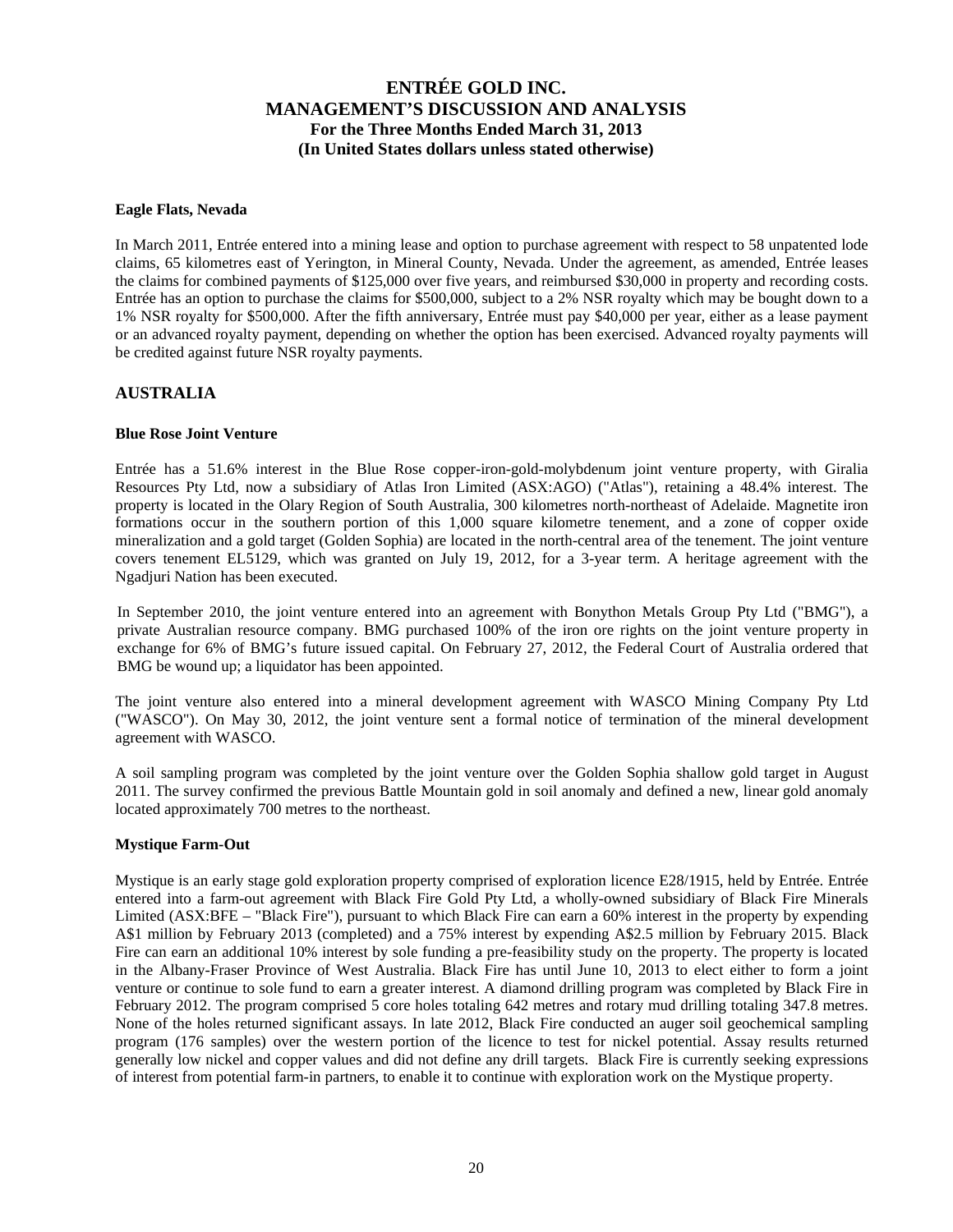#### Eagle Flats, Nevada

In March 2011, Entrée entered into a mining lease and option to purchase agreement with respect to 58 unpatented lode claims, 65 kilometres east of Yerington, in Mineral County, Nevada. Under the agreement, as amended, Entrée leases the claims for combined payments of $125,000 over five years, and reimbursed $30,000 in property and recording costs. Entrée has an option to purchase the claims for $500,000, subject to a 2% NSR royalty which may be bought down to a 1% NSR royalty for $500,000. After the fifth anniversary, Entrée must pay $40,000 per year, either as a lease payment or an advanced royalty payment, depending on whether the option has been exercised. Advanced royalty payments will be credited against future NSR royalty payments.

## AUSTRALIA

#### Blue Rose Joint Venture

Entrée has a 51.6% interest in the Blue Rose copper-iron-gold-molybdenum joint venture property, with Giralia Resources Pty Ltd, now a subsidiary of Atlas Iron Limited (ASX:AGO) ("Atlas"), retaining a 48.4% interest. The property is located in the Olary Region of South Australia, 300 kilometres north-northeast of Adelaide. Magnetite iron formations occur in the southern portion of this 1,000 square kilometre tenement, and a zone of copper oxide mineralization and a gold target (Golden Sophia) are located in the north-central area of the tenement. The joint venture covers tenement EL5129, which was granted on July 19, 2012, for a 3-year term. A heritage agreement with the Ngadjuri Nation has been executed.

In September 2010, the joint venture entered into an agreement with Bonython Metals Group Pty Ltd ("BMG"), a private Australian resource company. BMG purchased 100% of the iron ore rights on the joint venture property in exchange for 6% of BMG's future issued capital. On February 27, 2012, the Federal Court of Australia ordered that BMG be wound up; a liquidator has been appointed.

The joint venture also entered into a mineral development agreement with WASCO Mining Company Pty Ltd ("WASCO"). On May 30, 2012, the joint venture sent a formal notice of termination of the mineral development agreement with WASCO.

A soil sampling program was completed by the joint venture over the Golden Sophia shallow gold target in August 2011. The survey confirmed the previous Battle Mountain gold in soil anomaly and defined a new, linear gold anomaly located approximately 700 metres to the northeast.

#### Mystique Farm-Out

Mystique is an early stage gold exploration property comprised of exploration licence E28/1915, held by Entrée. Entrée entered into a farm-out agreement with Black Fire Gold Pty Ltd, a wholly-owned subsidiary of Black Fire Minerals Limited (ASX:BFE – "Black Fire"), pursuant to which Black Fire can earn a 60% interest in the property by expending A$1 million by February 2013 (completed) and a 75% interest by expending A$2.5 million by February 2015. Black Fire can earn an additional 10% interest by sole funding a pre-feasibility study on the property. The property is located in the Albany-Fraser Province of West Australia. Black Fire has until June 10, 2013 to elect either to form a joint venture or continue to sole fund to earn a greater interest. A diamond drilling program was completed by Black Fire in February 2012. The program comprised 5 core holes totaling 642 metres and rotary mud drilling totaling 347.8 metres. None of the holes returned significant assays. In late 2012, Black Fire conducted an auger soil geochemical sampling program (176 samples) over the western portion of the licence to test for nickel potential. Assay results returned generally low nickel and copper values and did not define any drill targets. Black Fire is currently seeking expressions of interest from potential farm-in partners, to enable it to continue with exploration work on the Mystique property.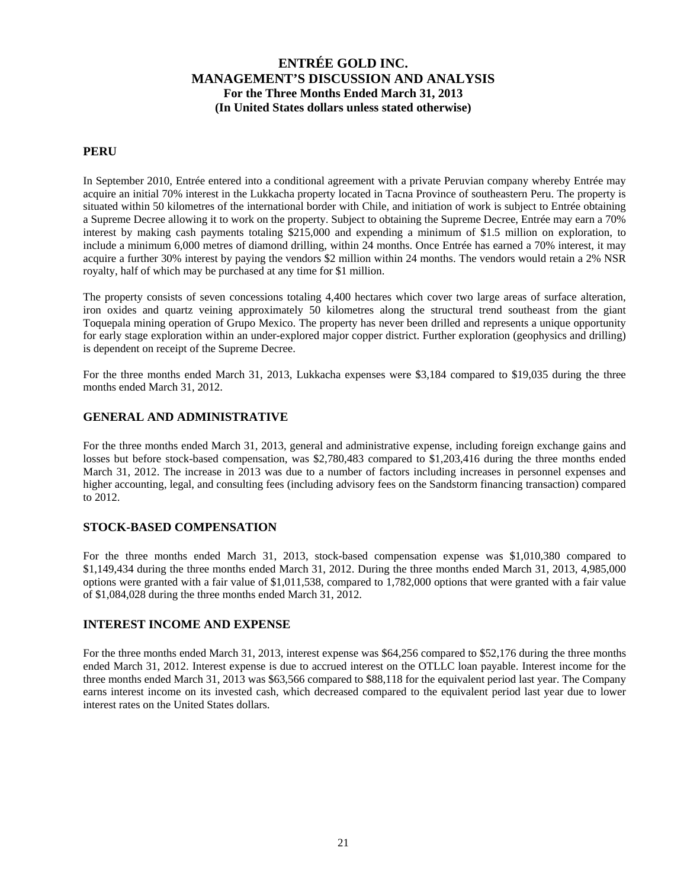## PERU

In September 2010, Entrée entered into a conditional agreement with a private Peruvian company whereby Entrée may acquire an initial 70% interest in the Lukkacha property located in Tacna Province of southeastern Peru. The property is situated within 50 kilometres of the international border with Chile, and initiation of work is subject to Entrée obtaining a Supreme Decree allowing it to work on the property. Subject to obtaining the Supreme Decree, Entrée may earn a 70% interest by making cash payments totaling $215,000 and expending a minimum of $1.5 million on exploration, to include a minimum 6,000 metres of diamond drilling, within 24 months. Once Entrée has earned a 70% interest, it may acquire a further 30% interest by paying the vendors $2 million within 24 months. The vendors would retain a 2% NSR royalty, half of which may be purchased at any time for $1 million.

The property consists of seven concessions totaling 4,400 hectares which cover two large areas of surface alteration, iron oxides and quartz veining approximately 50 kilometres along the structural trend southeast from the giant Toquepala mining operation of Grupo Mexico. The property has never been drilled and represents a unique opportunity for early stage exploration within an under-explored major copper district. Further exploration (geophysics and drilling) is dependent on receipt of the Supreme Decree.

For the three months ended March 31, 2013, Lukkacha expenses were $3,184 compared to $19,035 during the three months ended March 31, 2012.

## GENERAL AND ADMINISTRATIVE

For the three months ended March 31, 2013, general and administrative expense, including foreign exchange gains and losses but before stock-based compensation, was $2,780,483 compared to $1,203,416 during the three months ended March 31, 2012. The increase in 2013 was due to a number of factors including increases in personnel expenses and higher accounting, legal, and consulting fees (including advisory fees on the Sandstorm financing transaction) compared to 2012.

## STOCK-BASED COMPENSATION

For the three months ended March 31, 2013, stock-based compensation expense was $1,010,380 compared to $1,149,434 during the three months ended March 31, 2012. During the three months ended March 31, 2013, 4,985,000 options were granted with a fair value of $1,011,538, compared to 1,782,000 options that were granted with a fair value of $1,084,028 during the three months ended March 31, 2012.

## INTEREST INCOME AND EXPENSE

For the three months ended March 31, 2013, interest expense was $64,256 compared to $52,176 during the three months ended March 31, 2012. Interest expense is due to accrued interest on the OTLLC loan payable. Interest income for the three months ended March 31, 2013 was $63,566 compared to $88,118 for the equivalent period last year. The Company earns interest income on its invested cash, which decreased compared to the equivalent period last year due to lower interest rates on the United States dollars.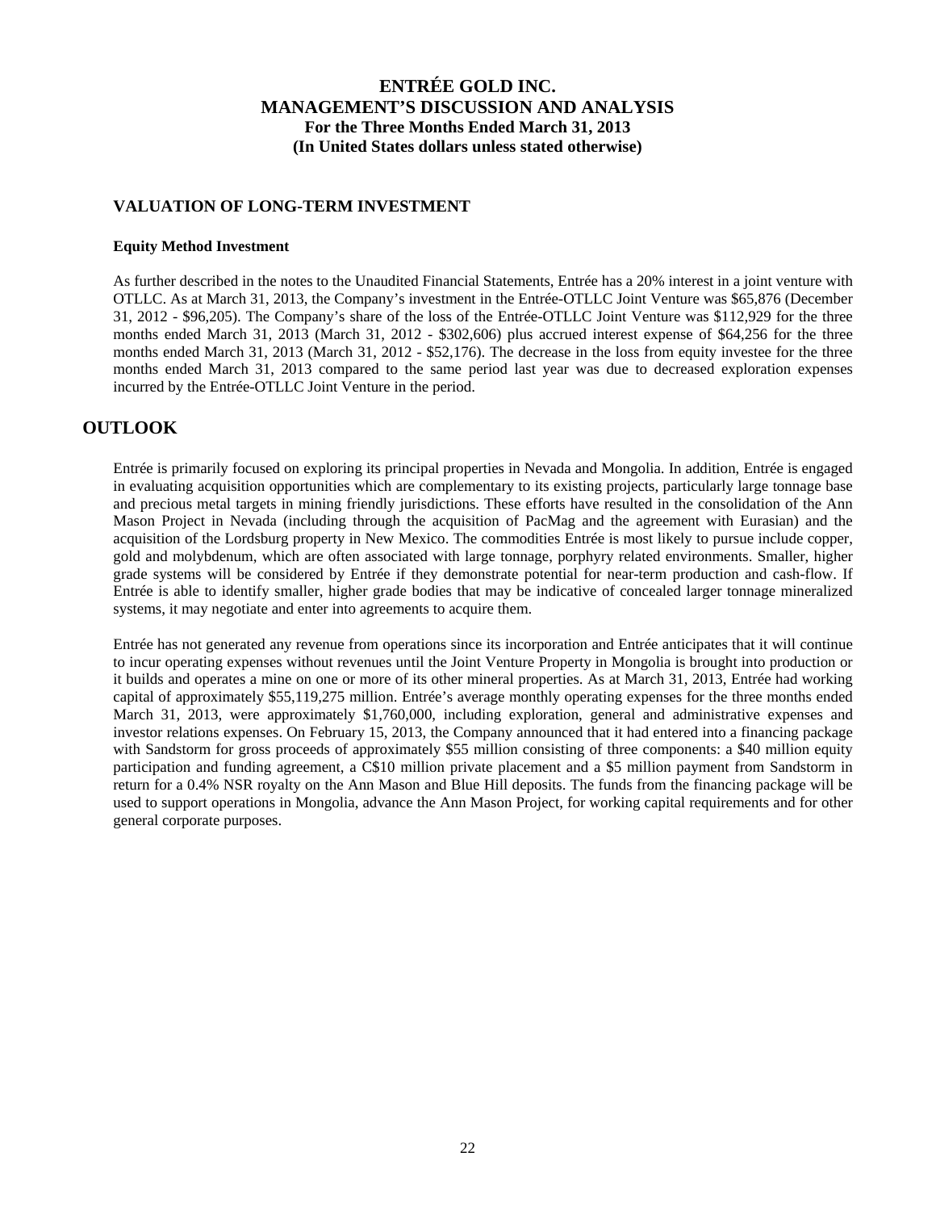## VALUATION OF LONG-TERM INVESTMENT

**Equity Method Investment**

As further described in the notes to the Unaudited Financial Statements, Entrée has a 20% interest in a joint venture with OTLLC. As at March 31, 2013, the Company's investment in the Entrée-OTLLC Joint Venture was $65,876 (December 31, 2012 - $96,205). The Company's share of the loss of the Entrée-OTLLC Joint Venture was $112,929 for the three months ended March 31, 2013 (March 31, 2012 - $302,606) plus accrued interest expense of $64,256 for the three months ended March 31, 2013 (March 31, 2012 - $52,176). The decrease in the loss from equity investee for the three months ended March 31, 2013 compared to the same period last year was due to decreased exploration expenses incurred by the Entrée-OTLLC Joint Venture in the period.

# OUTLOOK

Entrée is primarily focused on exploring its principal properties in Nevada and Mongolia. In addition, Entrée is engaged in evaluating acquisition opportunities which are complementary to its existing projects, particularly large tonnage base and precious metal targets in mining friendly jurisdictions. These efforts have resulted in the consolidation of the Ann Mason Project in Nevada (including through the acquisition of PacMag and the agreement with Eurasian) and the acquisition of the Lordsburg property in New Mexico. The commodities Entrée is most likely to pursue include copper, gold and molybdenum, which are often associated with large tonnage, porphyry related environments. Smaller, higher grade systems will be considered by Entrée if they demonstrate potential for near-term production and cash-flow. If Entrée is able to identify smaller, higher grade bodies that may be indicative of concealed larger tonnage mineralized systems, it may negotiate and enter into agreements to acquire them.

Entrée has not generated any revenue from operations since its incorporation and Entrée anticipates that it will continue to incur operating expenses without revenues until the Joint Venture Property in Mongolia is brought into production or it builds and operates a mine on one or more of its other mineral properties. As at March 31, 2013, Entrée had working capital of approximately $55,119,275 million. Entrée's average monthly operating expenses for the three months ended March 31, 2013, were approximately $1,760,000, including exploration, general and administrative expenses and investor relations expenses. On February 15, 2013, the Company announced that it had entered into a financing package with Sandstorm for gross proceeds of approximately $55 million consisting of three components: a $40 million equity participation and funding agreement, a C$10 million private placement and a $5 million payment from Sandstorm in return for a 0.4% NSR royalty on the Ann Mason and Blue Hill deposits. The funds from the financing package will be used to support operations in Mongolia, advance the Ann Mason Project, for working capital requirements and for other general corporate purposes.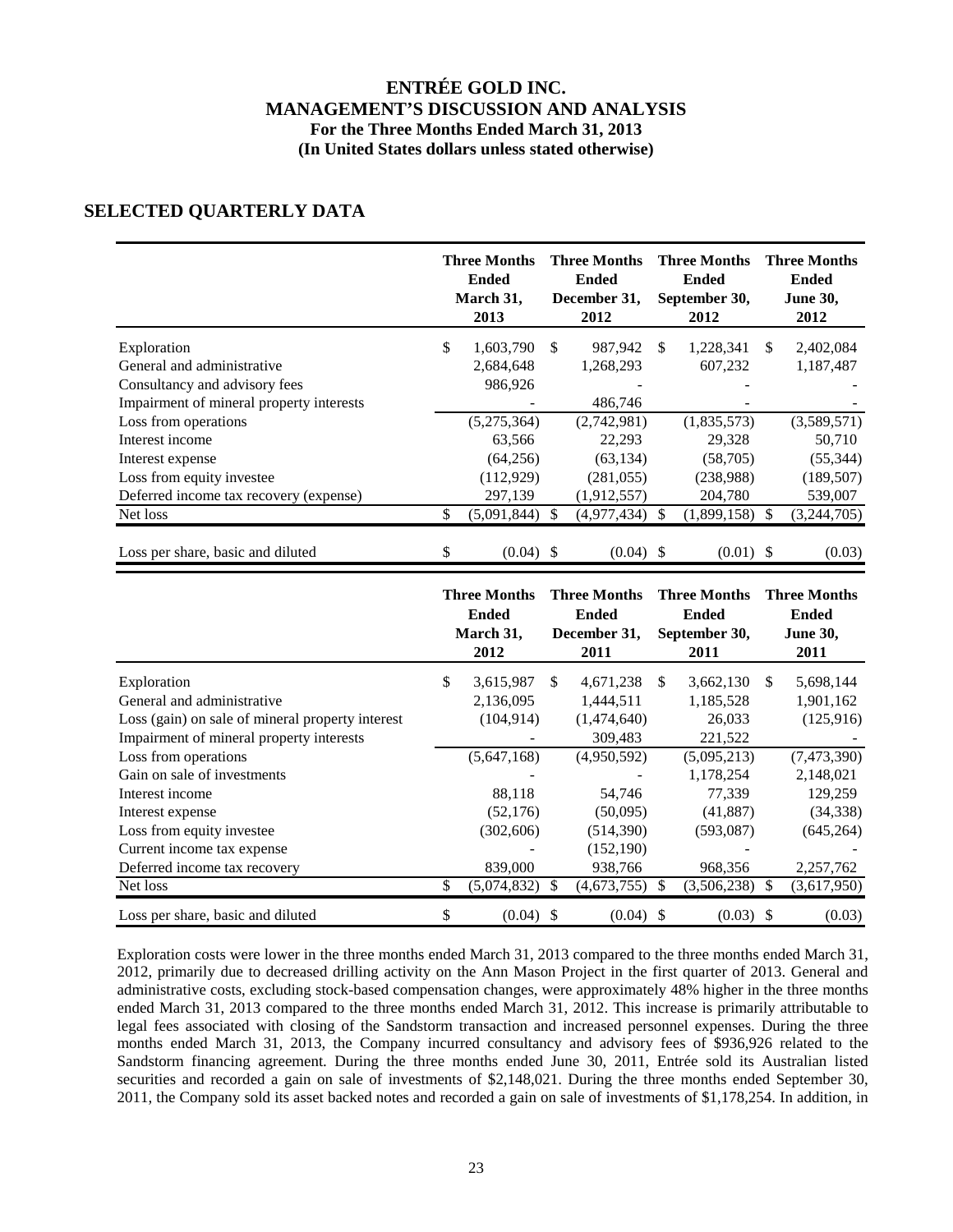# SELECTED QUARTERLY DATA

| | Three Months Ended March 31, 2013 | Three Months Ended December 31, 2012 | Three Months Ended September 30, 2012 | Three Months Ended June 30, 2012 |
|---|---|---|---|---|
| Exploration | $ 1,603,790 | $ 987,942 | $ 1,228,341 | $ 2,402,084 |
| General and administrative | 2,684,648 | 1,268,293 | 607,232 | 1,187,487 |
| Consultancy and advisory fees | 986,926 | - | - | - |
| Impairment of mineral property interests | - | 486,746 | - | - |
| Loss from operations | (5,275,364) | (2,742,981) | (1,835,573) | (3,589,571) |
| Interest income | 63,566 | 22,293 | 29,328 | 50,710 |
| Interest expense | (64,256) | (63,134) | (58,705) | (55,344) |
| Loss from equity investee | (112,929) | (281,055) | (238,988) | (189,507) |
| Deferred income tax recovery (expense) | 297,139 | (1,912,557) | 204,780 | 539,007 |
| Net loss | $ (5,091,844) | $ (4,977,434) | $ (1,899,158) | $ (3,244,705) |
| Loss per share, basic and diluted | $ (0.04) | $ (0.04) | $ (0.01) | $ (0.03) |

| | Three Months Ended March 31, 2012 | Three Months Ended December 31, 2011 | Three Months Ended September 30, 2011 | Three Months Ended June 30, 2011 |
|---|---|---|---|---|
| Exploration | $ 3,615,987 | $ 4,671,238 | $ 3,662,130 | $ 5,698,144 |
| General and administrative | 2,136,095 | 1,444,511 | 1,185,528 | 1,901,162 |
| Loss (gain) on sale of mineral property interest | (104,914) | (1,474,640) | 26,033 | (125,916) |
| Impairment of mineral property interests | - | 309,483 | 221,522 | - |
| Loss from operations | (5,647,168) | (4,950,592) | (5,095,213) | (7,473,390) |
| Gain on sale of investments | - | - | 1,178,254 | 2,148,021 |
| Interest income | 88,118 | 54,746 | 77,339 | 129,259 |
| Interest expense | (52,176) | (50,095) | (41,887) | (34,338) |
| Loss from equity investee | (302,606) | (514,390) | (593,087) | (645,264) |
| Current income tax expense | - | (152,190) | - | - |
| Deferred income tax recovery | 839,000 | 938,766 | 968,356 | 2,257,762 |
| Net loss | $ (5,074,832) | $ (4,673,755) | $ (3,506,238) | $ (3,617,950) |
| Loss per share, basic and diluted | $ (0.04) | $ (0.04) | $ (0.03) | $ (0.03) |

Exploration costs were lower in the three months ended March 31, 2013 compared to the three months ended March 31, 2012, primarily due to decreased drilling activity on the Ann Mason Project in the first quarter of 2013. General and administrative costs, excluding stock-based compensation changes, were approximately 48% higher in the three months ended March 31, 2013 compared to the three months ended March 31, 2012. This increase is primarily attributable to legal fees associated with closing of the Sandstorm transaction and increased personnel expenses. During the three months ended March 31, 2013, the Company incurred consultancy and advisory fees of $936,926 related to the Sandstorm financing agreement. During the three months ended June 30, 2011, Entrée sold its Australian listed securities and recorded a gain on sale of investments of $2,148,021. During the three months ended September 30, 2011, the Company sold its asset backed notes and recorded a gain on sale of investments of $1,178,254. In addition, in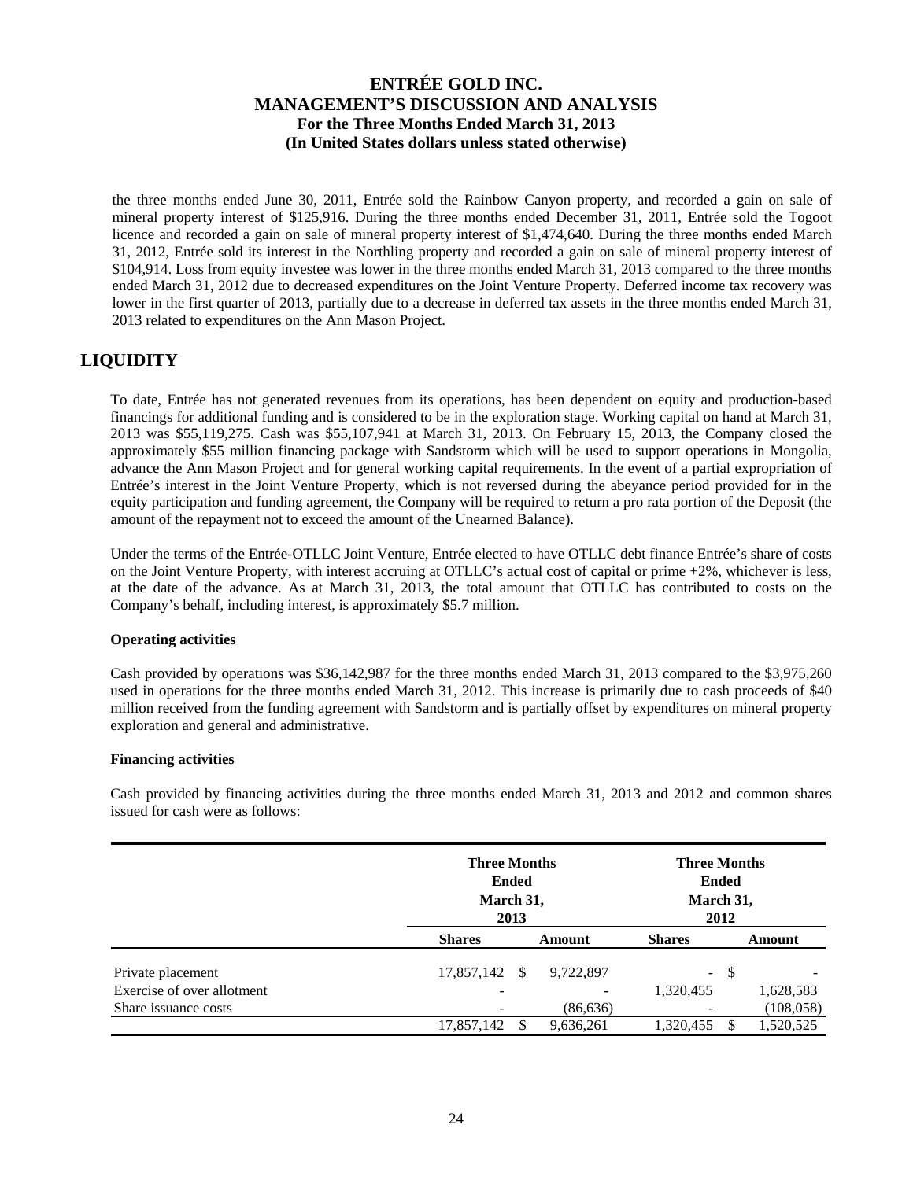the three months ended June 30, 2011, Entrée sold the Rainbow Canyon property, and recorded a gain on sale of mineral property interest of $125,916. During the three months ended December 31, 2011, Entrée sold the Togoot licence and recorded a gain on sale of mineral property interest of $1,474,640. During the three months ended March 31, 2012, Entrée sold its interest in the Northling property and recorded a gain on sale of mineral property interest of $104,914. Loss from equity investee was lower in the three months ended March 31, 2013 compared to the three months ended March 31, 2012 due to decreased expenditures on the Joint Venture Property. Deferred income tax recovery was lower in the first quarter of 2013, partially due to a decrease in deferred tax assets in the three months ended March 31, 2013 related to expenditures on the Ann Mason Project.

## LIQUIDITY

To date, Entrée has not generated revenues from its operations, has been dependent on equity and production-based financings for additional funding and is considered to be in the exploration stage. Working capital on hand at March 31, 2013 was $55,119,275. Cash was $55,107,941 at March 31, 2013. On February 15, 2013, the Company closed the approximately $55 million financing package with Sandstorm which will be used to support operations in Mongolia, advance the Ann Mason Project and for general working capital requirements. In the event of a partial expropriation of Entrée's interest in the Joint Venture Property, which is not reversed during the abeyance period provided for in the equity participation and funding agreement, the Company will be required to return a pro rata portion of the Deposit (the amount of the repayment not to exceed the amount of the Unearned Balance).

Under the terms of the Entrée-OTLLC Joint Venture, Entrée elected to have OTLLC debt finance Entrée's share of costs on the Joint Venture Property, with interest accruing at OTLLC's actual cost of capital or prime +2%, whichever is less, at the date of the advance. As at March 31, 2013, the total amount that OTLLC has contributed to costs on the Company's behalf, including interest, is approximately $5.7 million.

**Operating activities**

Cash provided by operations was $36,142,987 for the three months ended March 31, 2013 compared to the $3,975,260 used in operations for the three months ended March 31, 2012. This increase is primarily due to cash proceeds of $40 million received from the funding agreement with Sandstorm and is partially offset by expenditures on mineral property exploration and general and administrative.

**Financing activities**

Cash provided by financing activities during the three months ended March 31, 2013 and 2012 and common shares issued for cash were as follows:

| | Three Months Ended March 31, 2013 | | Three Months Ended March 31, 2012 | |
|---|---|---|---|---|
| | Shares | Amount | Shares | Amount |
| Private placement | 17,857,142 | $ 9,722,897 | - | $ - |
| Exercise of over allotment | - | - | 1,320,455 | 1,628,583 |
| Share issuance costs | - | (86,636) | - | (108,058) |
| | 17,857,142 | $ 9,636,261 | 1,320,455 | $ 1,520,525 |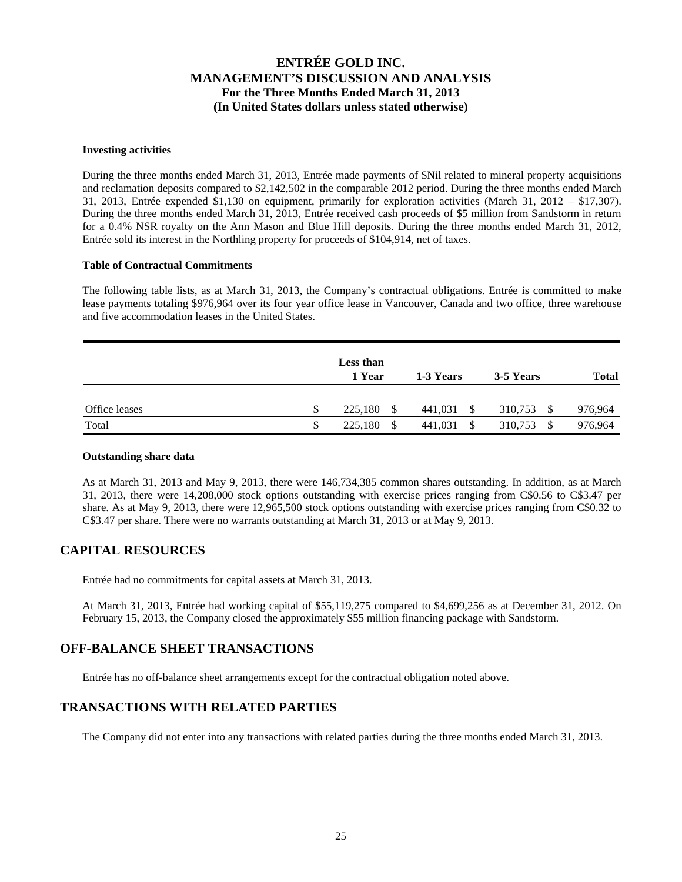### Investing activities

During the three months ended March 31, 2013, Entrée made payments of $Nil related to mineral property acquisitions and reclamation deposits compared to $2,142,502 in the comparable 2012 period. During the three months ended March 31, 2013, Entrée expended $1,130 on equipment, primarily for exploration activities (March 31, 2012 – $17,307). During the three months ended March 31, 2013, Entrée received cash proceeds of $5 million from Sandstorm in return for a 0.4% NSR royalty on the Ann Mason and Blue Hill deposits. During the three months ended March 31, 2012, Entrée sold its interest in the Northling property for proceeds of $104,914, net of taxes.

### Table of Contractual Commitments

The following table lists, as at March 31, 2013, the Company's contractual obligations. Entrée is committed to make lease payments totaling $976,964 over its four year office lease in Vancouver, Canada and two office, three warehouse and five accommodation leases in the United States.

| | Less than 1 Year | 1-3 Years | 3-5 Years | Total |
|---|---|---|---|---|
| Office leases | $ 225,180 | $ 441,031 | $ 310,753 | $ 976,964 |
| Total | $ 225,180 | $ 441,031 | $ 310,753 | $ 976,964 |

### Outstanding share data

As at March 31, 2013 and May 9, 2013, there were 146,734,385 common shares outstanding. In addition, as at March 31, 2013, there were 14,208,000 stock options outstanding with exercise prices ranging from C$0.56 to C$3.47 per share. As at May 9, 2013, there were 12,965,500 stock options outstanding with exercise prices ranging from C$0.32 to C$3.47 per share. There were no warrants outstanding at March 31, 2013 or at May 9, 2013.

## CAPITAL RESOURCES

Entrée had no commitments for capital assets at March 31, 2013.

At March 31, 2013, Entrée had working capital of $55,119,275 compared to $4,699,256 as at December 31, 2012. On February 15, 2013, the Company closed the approximately $55 million financing package with Sandstorm.

## OFF-BALANCE SHEET TRANSACTIONS

Entrée has no off-balance sheet arrangements except for the contractual obligation noted above.

## TRANSACTIONS WITH RELATED PARTIES

The Company did not enter into any transactions with related parties during the three months ended March 31, 2013.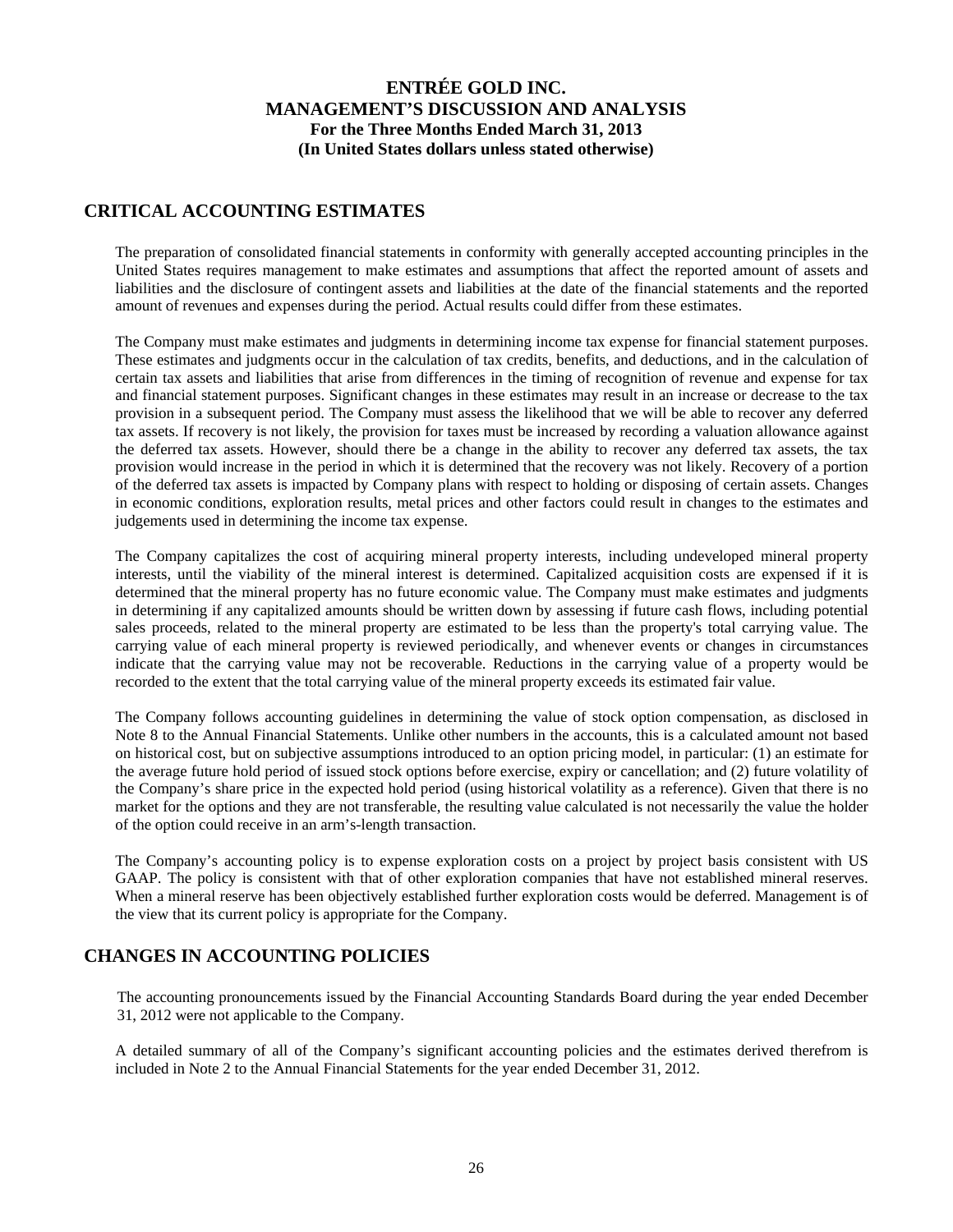## CRITICAL ACCOUNTING ESTIMATES

The preparation of consolidated financial statements in conformity with generally accepted accounting principles in the United States requires management to make estimates and assumptions that affect the reported amount of assets and liabilities and the disclosure of contingent assets and liabilities at the date of the financial statements and the reported amount of revenues and expenses during the period. Actual results could differ from these estimates.

The Company must make estimates and judgments in determining income tax expense for financial statement purposes. These estimates and judgments occur in the calculation of tax credits, benefits, and deductions, and in the calculation of certain tax assets and liabilities that arise from differences in the timing of recognition of revenue and expense for tax and financial statement purposes. Significant changes in these estimates may result in an increase or decrease to the tax provision in a subsequent period. The Company must assess the likelihood that we will be able to recover any deferred tax assets. If recovery is not likely, the provision for taxes must be increased by recording a valuation allowance against the deferred tax assets. However, should there be a change in the ability to recover any deferred tax assets, the tax provision would increase in the period in which it is determined that the recovery was not likely. Recovery of a portion of the deferred tax assets is impacted by Company plans with respect to holding or disposing of certain assets. Changes in economic conditions, exploration results, metal prices and other factors could result in changes to the estimates and judgements used in determining the income tax expense.

The Company capitalizes the cost of acquiring mineral property interests, including undeveloped mineral property interests, until the viability of the mineral interest is determined. Capitalized acquisition costs are expensed if it is determined that the mineral property has no future economic value. The Company must make estimates and judgments in determining if any capitalized amounts should be written down by assessing if future cash flows, including potential sales proceeds, related to the mineral property are estimated to be less than the property's total carrying value. The carrying value of each mineral property is reviewed periodically, and whenever events or changes in circumstances indicate that the carrying value may not be recoverable. Reductions in the carrying value of a property would be recorded to the extent that the total carrying value of the mineral property exceeds its estimated fair value.

The Company follows accounting guidelines in determining the value of stock option compensation, as disclosed in Note 8 to the Annual Financial Statements. Unlike other numbers in the accounts, this is a calculated amount not based on historical cost, but on subjective assumptions introduced to an option pricing model, in particular: (1) an estimate for the average future hold period of issued stock options before exercise, expiry or cancellation; and (2) future volatility of the Company's share price in the expected hold period (using historical volatility as a reference). Given that there is no market for the options and they are not transferable, the resulting value calculated is not necessarily the value the holder of the option could receive in an arm's-length transaction.

The Company's accounting policy is to expense exploration costs on a project by project basis consistent with US GAAP. The policy is consistent with that of other exploration companies that have not established mineral reserves. When a mineral reserve has been objectively established further exploration costs would be deferred. Management is of the view that its current policy is appropriate for the Company.

## CHANGES IN ACCOUNTING POLICIES

The accounting pronouncements issued by the Financial Accounting Standards Board during the year ended December 31, 2012 were not applicable to the Company.

A detailed summary of all of the Company's significant accounting policies and the estimates derived therefrom is included in Note 2 to the Annual Financial Statements for the year ended December 31, 2012.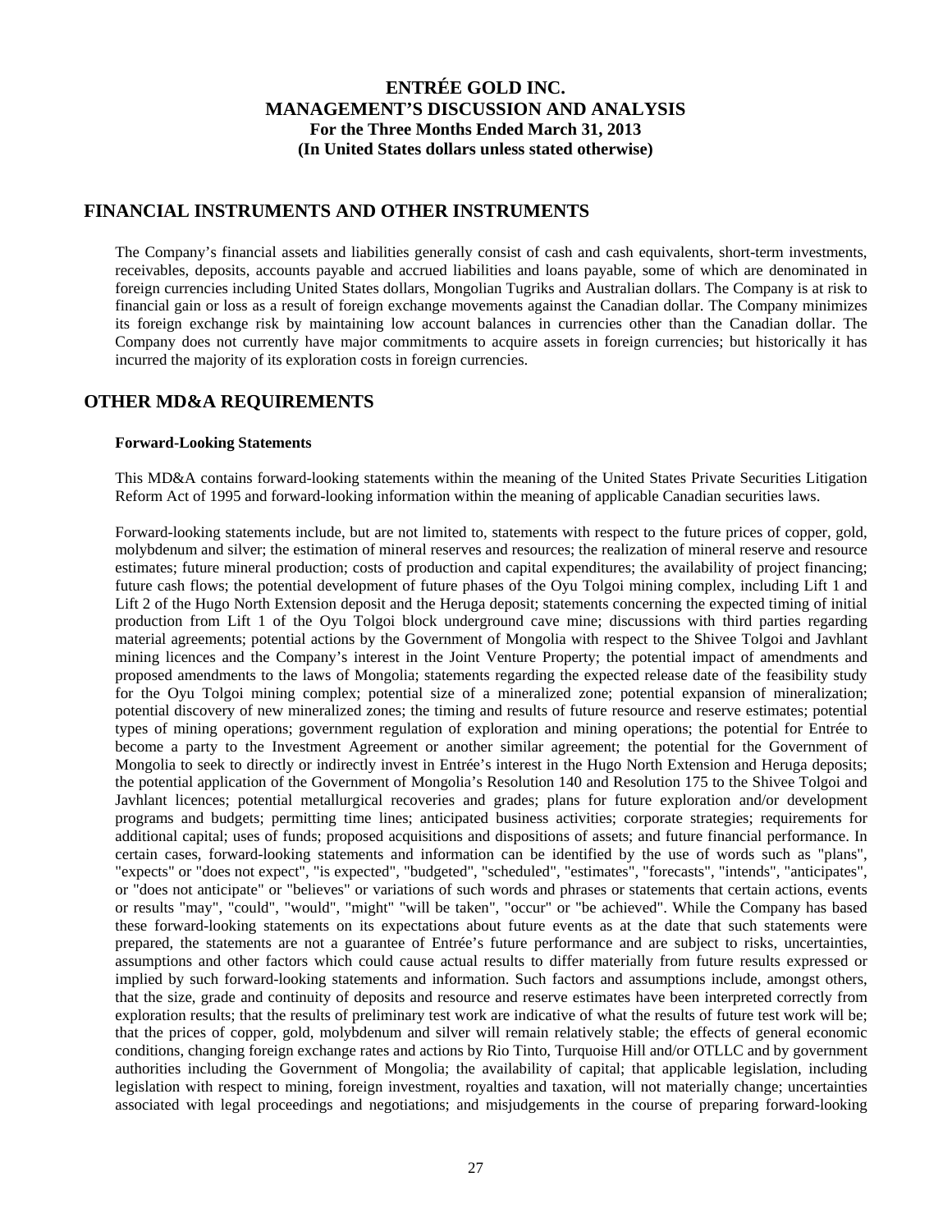## FINANCIAL INSTRUMENTS AND OTHER INSTRUMENTS

The Company's financial assets and liabilities generally consist of cash and cash equivalents, short-term investments, receivables, deposits, accounts payable and accrued liabilities and loans payable, some of which are denominated in foreign currencies including United States dollars, Mongolian Tugriks and Australian dollars. The Company is at risk to financial gain or loss as a result of foreign exchange movements against the Canadian dollar. The Company minimizes its foreign exchange risk by maintaining low account balances in currencies other than the Canadian dollar. The Company does not currently have major commitments to acquire assets in foreign currencies; but historically it has incurred the majority of its exploration costs in foreign currencies.

## OTHER MD&A REQUIREMENTS

### Forward-Looking Statements

This MD&A contains forward-looking statements within the meaning of the United States Private Securities Litigation Reform Act of 1995 and forward-looking information within the meaning of applicable Canadian securities laws.

Forward-looking statements include, but are not limited to, statements with respect to the future prices of copper, gold, molybdenum and silver; the estimation of mineral reserves and resources; the realization of mineral reserve and resource estimates; future mineral production; costs of production and capital expenditures; the availability of project financing; future cash flows; the potential development of future phases of the Oyu Tolgoi mining complex, including Lift 1 and Lift 2 of the Hugo North Extension deposit and the Heruga deposit; statements concerning the expected timing of initial production from Lift 1 of the Oyu Tolgoi block underground cave mine; discussions with third parties regarding material agreements; potential actions by the Government of Mongolia with respect to the Shivee Tolgoi and Javhlant mining licences and the Company's interest in the Joint Venture Property; the potential impact of amendments and proposed amendments to the laws of Mongolia; statements regarding the expected release date of the feasibility study for the Oyu Tolgoi mining complex; potential size of a mineralized zone; potential expansion of mineralization; potential discovery of new mineralized zones; the timing and results of future resource and reserve estimates; potential types of mining operations; government regulation of exploration and mining operations; the potential for Entrée to become a party to the Investment Agreement or another similar agreement; the potential for the Government of Mongolia to seek to directly or indirectly invest in Entrée's interest in the Hugo North Extension and Heruga deposits; the potential application of the Government of Mongolia's Resolution 140 and Resolution 175 to the Shivee Tolgoi and Javhlant licences; potential metallurgical recoveries and grades; plans for future exploration and/or development programs and budgets; permitting time lines; anticipated business activities; corporate strategies; requirements for additional capital; uses of funds; proposed acquisitions and dispositions of assets; and future financial performance. In certain cases, forward-looking statements and information can be identified by the use of words such as "plans", "expects" or "does not expect", "is expected", "budgeted", "scheduled", "estimates", "forecasts", "intends", "anticipates", or "does not anticipate" or "believes" or variations of such words and phrases or statements that certain actions, events or results "may", "could", "would", "might" "will be taken", "occur" or "be achieved". While the Company has based these forward-looking statements on its expectations about future events as at the date that such statements were prepared, the statements are not a guarantee of Entrée's future performance and are subject to risks, uncertainties, assumptions and other factors which could cause actual results to differ materially from future results expressed or implied by such forward-looking statements and information. Such factors and assumptions include, amongst others, that the size, grade and continuity of deposits and resource and reserve estimates have been interpreted correctly from exploration results; that the results of preliminary test work are indicative of what the results of future test work will be; that the prices of copper, gold, molybdenum and silver will remain relatively stable; the effects of general economic conditions, changing foreign exchange rates and actions by Rio Tinto, Turquoise Hill and/or OTLLC and by government authorities including the Government of Mongolia; the availability of capital; that applicable legislation, including legislation with respect to mining, foreign investment, royalties and taxation, will not materially change; uncertainties associated with legal proceedings and negotiations; and misjudgements in the course of preparing forward-looking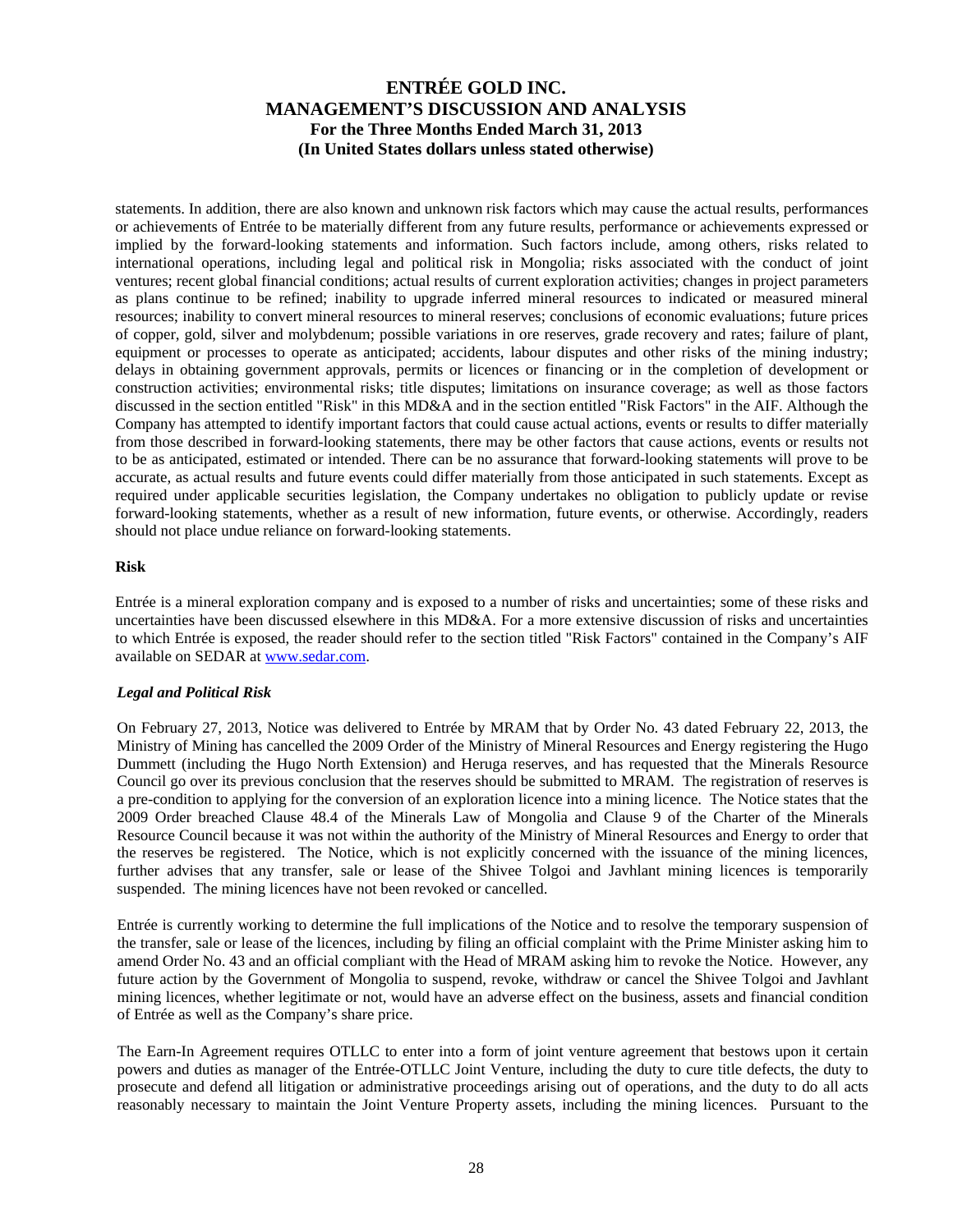statements. In addition, there are also known and unknown risk factors which may cause the actual results, performances or achievements of Entrée to be materially different from any future results, performance or achievements expressed or implied by the forward-looking statements and information. Such factors include, among others, risks related to international operations, including legal and political risk in Mongolia; risks associated with the conduct of joint ventures; recent global financial conditions; actual results of current exploration activities; changes in project parameters as plans continue to be refined; inability to upgrade inferred mineral resources to indicated or measured mineral resources; inability to convert mineral resources to mineral reserves; conclusions of economic evaluations; future prices of copper, gold, silver and molybdenum; possible variations in ore reserves, grade recovery and rates; failure of plant, equipment or processes to operate as anticipated; accidents, labour disputes and other risks of the mining industry; delays in obtaining government approvals, permits or licences or financing or in the completion of development or construction activities; environmental risks; title disputes; limitations on insurance coverage; as well as those factors discussed in the section entitled "Risk" in this MD&A and in the section entitled "Risk Factors" in the AIF. Although the Company has attempted to identify important factors that could cause actual actions, events or results to differ materially from those described in forward-looking statements, there may be other factors that cause actions, events or results not to be as anticipated, estimated or intended. There can be no assurance that forward-looking statements will prove to be accurate, as actual results and future events could differ materially from those anticipated in such statements. Except as required under applicable securities legislation, the Company undertakes no obligation to publicly update or revise forward-looking statements, whether as a result of new information, future events, or otherwise. Accordingly, readers should not place undue reliance on forward-looking statements.

**Risk**

Entrée is a mineral exploration company and is exposed to a number of risks and uncertainties; some of these risks and uncertainties have been discussed elsewhere in this MD&A. For a more extensive discussion of risks and uncertainties to which Entrée is exposed, the reader should refer to the section titled "Risk Factors" contained in the Company's AIF available on SEDAR at www.sedar.com.

***Legal and Political Risk***

On February 27, 2013, Notice was delivered to Entrée by MRAM that by Order No. 43 dated February 22, 2013, the Ministry of Mining has cancelled the 2009 Order of the Ministry of Mineral Resources and Energy registering the Hugo Dummett (including the Hugo North Extension) and Heruga reserves, and has requested that the Minerals Resource Council go over its previous conclusion that the reserves should be submitted to MRAM. The registration of reserves is a pre-condition to applying for the conversion of an exploration licence into a mining licence. The Notice states that the 2009 Order breached Clause 48.4 of the Minerals Law of Mongolia and Clause 9 of the Charter of the Minerals Resource Council because it was not within the authority of the Ministry of Mineral Resources and Energy to order that the reserves be registered. The Notice, which is not explicitly concerned with the issuance of the mining licences, further advises that any transfer, sale or lease of the Shivee Tolgoi and Javhlant mining licences is temporarily suspended. The mining licences have not been revoked or cancelled.

Entrée is currently working to determine the full implications of the Notice and to resolve the temporary suspension of the transfer, sale or lease of the licences, including by filing an official complaint with the Prime Minister asking him to amend Order No. 43 and an official compliant with the Head of MRAM asking him to revoke the Notice. However, any future action by the Government of Mongolia to suspend, revoke, withdraw or cancel the Shivee Tolgoi and Javhlant mining licences, whether legitimate or not, would have an adverse effect on the business, assets and financial condition of Entrée as well as the Company's share price.

The Earn-In Agreement requires OTLLC to enter into a form of joint venture agreement that bestows upon it certain powers and duties as manager of the Entrée-OTLLC Joint Venture, including the duty to cure title defects, the duty to prosecute and defend all litigation or administrative proceedings arising out of operations, and the duty to do all acts reasonably necessary to maintain the Joint Venture Property assets, including the mining licences. Pursuant to the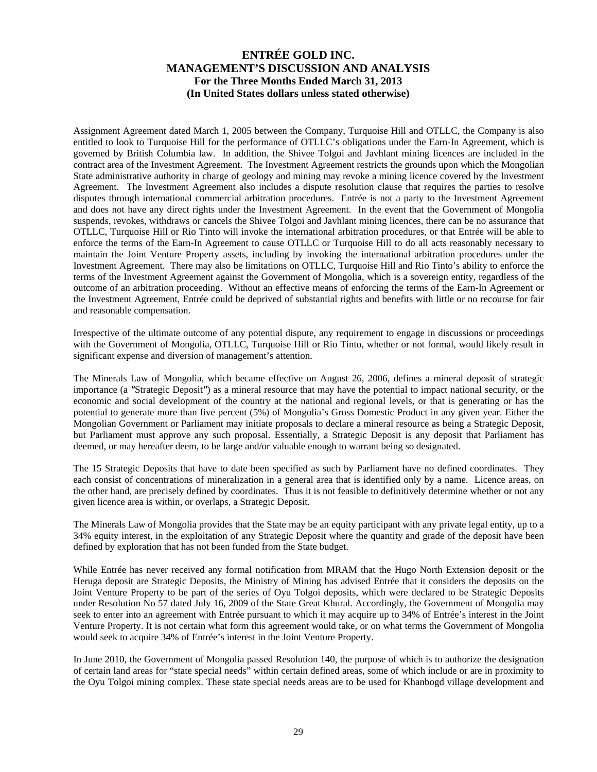Assignment Agreement dated March 1, 2005 between the Company, Turquoise Hill and OTLLC, the Company is also entitled to look to Turquoise Hill for the performance of OTLLC's obligations under the Earn-In Agreement, which is governed by British Columbia law. In addition, the Shivee Tolgoi and Javhlant mining licences are included in the contract area of the Investment Agreement. The Investment Agreement restricts the grounds upon which the Mongolian State administrative authority in charge of geology and mining may revoke a mining licence covered by the Investment Agreement. The Investment Agreement also includes a dispute resolution clause that requires the parties to resolve disputes through international commercial arbitration procedures. Entrée is not a party to the Investment Agreement and does not have any direct rights under the Investment Agreement. In the event that the Government of Mongolia suspends, revokes, withdraws or cancels the Shivee Tolgoi and Javhlant mining licences, there can be no assurance that OTLLC, Turquoise Hill or Rio Tinto will invoke the international arbitration procedures, or that Entrée will be able to enforce the terms of the Earn-In Agreement to cause OTLLC or Turquoise Hill to do all acts reasonably necessary to maintain the Joint Venture Property assets, including by invoking the international arbitration procedures under the Investment Agreement. There may also be limitations on OTLLC, Turquoise Hill and Rio Tinto's ability to enforce the terms of the Investment Agreement against the Government of Mongolia, which is a sovereign entity, regardless of the outcome of an arbitration proceeding. Without an effective means of enforcing the terms of the Earn-In Agreement or the Investment Agreement, Entrée could be deprived of substantial rights and benefits with little or no recourse for fair and reasonable compensation.

Irrespective of the ultimate outcome of any potential dispute, any requirement to engage in discussions or proceedings with the Government of Mongolia, OTLLC, Turquoise Hill or Rio Tinto, whether or not formal, would likely result in significant expense and diversion of management's attention.

The Minerals Law of Mongolia, which became effective on August 26, 2006, defines a mineral deposit of strategic importance (a "Strategic Deposit") as a mineral resource that may have the potential to impact national security, or the economic and social development of the country at the national and regional levels, or that is generating or has the potential to generate more than five percent (5%) of Mongolia's Gross Domestic Product in any given year. Either the Mongolian Government or Parliament may initiate proposals to declare a mineral resource as being a Strategic Deposit, but Parliament must approve any such proposal. Essentially, a Strategic Deposit is any deposit that Parliament has deemed, or may hereafter deem, to be large and/or valuable enough to warrant being so designated.

The 15 Strategic Deposits that have to date been specified as such by Parliament have no defined coordinates. They each consist of concentrations of mineralization in a general area that is identified only by a name. Licence areas, on the other hand, are precisely defined by coordinates. Thus it is not feasible to definitively determine whether or not any given licence area is within, or overlaps, a Strategic Deposit.

The Minerals Law of Mongolia provides that the State may be an equity participant with any private legal entity, up to a 34% equity interest, in the exploitation of any Strategic Deposit where the quantity and grade of the deposit have been defined by exploration that has not been funded from the State budget.

While Entrée has never received any formal notification from MRAM that the Hugo North Extension deposit or the Heruga deposit are Strategic Deposits, the Ministry of Mining has advised Entrée that it considers the deposits on the Joint Venture Property to be part of the series of Oyu Tolgoi deposits, which were declared to be Strategic Deposits under Resolution No 57 dated July 16, 2009 of the State Great Khural. Accordingly, the Government of Mongolia may seek to enter into an agreement with Entrée pursuant to which it may acquire up to 34% of Entrée's interest in the Joint Venture Property. It is not certain what form this agreement would take, or on what terms the Government of Mongolia would seek to acquire 34% of Entrée's interest in the Joint Venture Property.

In June 2010, the Government of Mongolia passed Resolution 140, the purpose of which is to authorize the designation of certain land areas for "state special needs" within certain defined areas, some of which include or are in proximity to the Oyu Tolgoi mining complex. These state special needs areas are to be used for Khanbogd village development and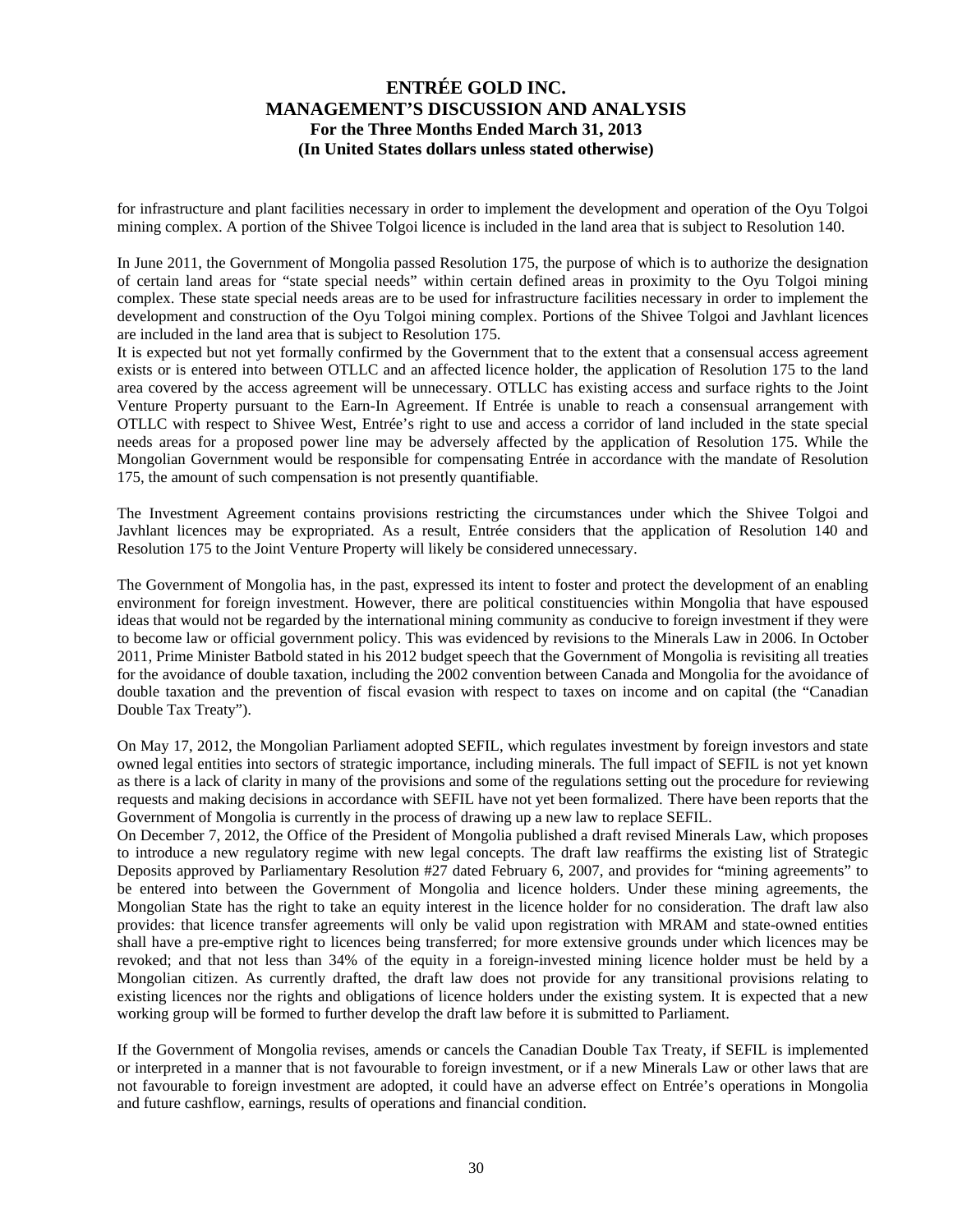for infrastructure and plant facilities necessary in order to implement the development and operation of the Oyu Tolgoi mining complex. A portion of the Shivee Tolgoi licence is included in the land area that is subject to Resolution 140.

In June 2011, the Government of Mongolia passed Resolution 175, the purpose of which is to authorize the designation of certain land areas for "state special needs" within certain defined areas in proximity to the Oyu Tolgoi mining complex. These state special needs areas are to be used for infrastructure facilities necessary in order to implement the development and construction of the Oyu Tolgoi mining complex. Portions of the Shivee Tolgoi and Javhlant licences are included in the land area that is subject to Resolution 175.

It is expected but not yet formally confirmed by the Government that to the extent that a consensual access agreement exists or is entered into between OTLLC and an affected licence holder, the application of Resolution 175 to the land area covered by the access agreement will be unnecessary. OTLLC has existing access and surface rights to the Joint Venture Property pursuant to the Earn-In Agreement. If Entrée is unable to reach a consensual arrangement with OTLLC with respect to Shivee West, Entrée's right to use and access a corridor of land included in the state special needs areas for a proposed power line may be adversely affected by the application of Resolution 175. While the Mongolian Government would be responsible for compensating Entrée in accordance with the mandate of Resolution 175, the amount of such compensation is not presently quantifiable.

The Investment Agreement contains provisions restricting the circumstances under which the Shivee Tolgoi and Javhlant licences may be expropriated. As a result, Entrée considers that the application of Resolution 140 and Resolution 175 to the Joint Venture Property will likely be considered unnecessary.

The Government of Mongolia has, in the past, expressed its intent to foster and protect the development of an enabling environment for foreign investment. However, there are political constituencies within Mongolia that have espoused ideas that would not be regarded by the international mining community as conducive to foreign investment if they were to become law or official government policy. This was evidenced by revisions to the Minerals Law in 2006. In October 2011, Prime Minister Batbold stated in his 2012 budget speech that the Government of Mongolia is revisiting all treaties for the avoidance of double taxation, including the 2002 convention between Canada and Mongolia for the avoidance of double taxation and the prevention of fiscal evasion with respect to taxes on income and on capital (the "Canadian Double Tax Treaty").

On May 17, 2012, the Mongolian Parliament adopted SEFIL, which regulates investment by foreign investors and state owned legal entities into sectors of strategic importance, including minerals. The full impact of SEFIL is not yet known as there is a lack of clarity in many of the provisions and some of the regulations setting out the procedure for reviewing requests and making decisions in accordance with SEFIL have not yet been formalized. There have been reports that the Government of Mongolia is currently in the process of drawing up a new law to replace SEFIL.

On December 7, 2012, the Office of the President of Mongolia published a draft revised Minerals Law, which proposes to introduce a new regulatory regime with new legal concepts. The draft law reaffirms the existing list of Strategic Deposits approved by Parliamentary Resolution #27 dated February 6, 2007, and provides for "mining agreements" to be entered into between the Government of Mongolia and licence holders. Under these mining agreements, the Mongolian State has the right to take an equity interest in the licence holder for no consideration. The draft law also provides: that licence transfer agreements will only be valid upon registration with MRAM and state-owned entities shall have a pre-emptive right to licences being transferred; for more extensive grounds under which licences may be revoked; and that not less than 34% of the equity in a foreign-invested mining licence holder must be held by a Mongolian citizen. As currently drafted, the draft law does not provide for any transitional provisions relating to existing licences nor the rights and obligations of licence holders under the existing system. It is expected that a new working group will be formed to further develop the draft law before it is submitted to Parliament.

If the Government of Mongolia revises, amends or cancels the Canadian Double Tax Treaty, if SEFIL is implemented or interpreted in a manner that is not favourable to foreign investment, or if a new Minerals Law or other laws that are not favourable to foreign investment are adopted, it could have an adverse effect on Entrée's operations in Mongolia and future cashflow, earnings, results of operations and financial condition.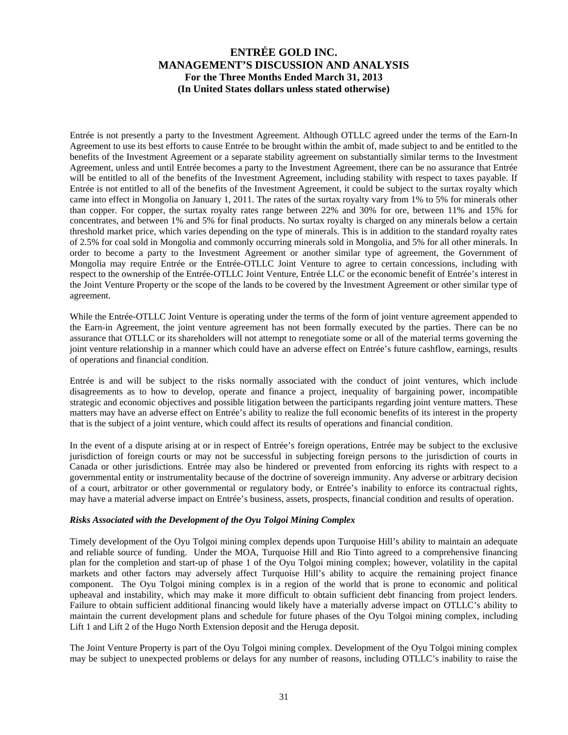Entrée is not presently a party to the Investment Agreement. Although OTLLC agreed under the terms of the Earn-In Agreement to use its best efforts to cause Entrée to be brought within the ambit of, made subject to and be entitled to the benefits of the Investment Agreement or a separate stability agreement on substantially similar terms to the Investment Agreement, unless and until Entrée becomes a party to the Investment Agreement, there can be no assurance that Entrée will be entitled to all of the benefits of the Investment Agreement, including stability with respect to taxes payable. If Entrée is not entitled to all of the benefits of the Investment Agreement, it could be subject to the surtax royalty which came into effect in Mongolia on January 1, 2011. The rates of the surtax royalty vary from 1% to 5% for minerals other than copper. For copper, the surtax royalty rates range between 22% and 30% for ore, between 11% and 15% for concentrates, and between 1% and 5% for final products. No surtax royalty is charged on any minerals below a certain threshold market price, which varies depending on the type of minerals. This is in addition to the standard royalty rates of 2.5% for coal sold in Mongolia and commonly occurring minerals sold in Mongolia, and 5% for all other minerals. In order to become a party to the Investment Agreement or another similar type of agreement, the Government of Mongolia may require Entrée or the Entrée-OTLLC Joint Venture to agree to certain concessions, including with respect to the ownership of the Entrée-OTLLC Joint Venture, Entrée LLC or the economic benefit of Entrée's interest in the Joint Venture Property or the scope of the lands to be covered by the Investment Agreement or other similar type of agreement.

While the Entrée-OTLLC Joint Venture is operating under the terms of the form of joint venture agreement appended to the Earn-in Agreement, the joint venture agreement has not been formally executed by the parties. There can be no assurance that OTLLC or its shareholders will not attempt to renegotiate some or all of the material terms governing the joint venture relationship in a manner which could have an adverse effect on Entrée's future cashflow, earnings, results of operations and financial condition.

Entrée is and will be subject to the risks normally associated with the conduct of joint ventures, which include disagreements as to how to develop, operate and finance a project, inequality of bargaining power, incompatible strategic and economic objectives and possible litigation between the participants regarding joint venture matters. These matters may have an adverse effect on Entrée's ability to realize the full economic benefits of its interest in the property that is the subject of a joint venture, which could affect its results of operations and financial condition.

In the event of a dispute arising at or in respect of Entrée's foreign operations, Entrée may be subject to the exclusive jurisdiction of foreign courts or may not be successful in subjecting foreign persons to the jurisdiction of courts in Canada or other jurisdictions. Entrée may also be hindered or prevented from enforcing its rights with respect to a governmental entity or instrumentality because of the doctrine of sovereign immunity. Any adverse or arbitrary decision of a court, arbitrator or other governmental or regulatory body, or Entrée's inability to enforce its contractual rights, may have a material adverse impact on Entrée's business, assets, prospects, financial condition and results of operation.

***Risks Associated with the Development of the Oyu Tolgoi Mining Complex***

Timely development of the Oyu Tolgoi mining complex depends upon Turquoise Hill's ability to maintain an adequate and reliable source of funding. Under the MOA, Turquoise Hill and Rio Tinto agreed to a comprehensive financing plan for the completion and start-up of phase 1 of the Oyu Tolgoi mining complex; however, volatility in the capital markets and other factors may adversely affect Turquoise Hill's ability to acquire the remaining project finance component. The Oyu Tolgoi mining complex is in a region of the world that is prone to economic and political upheaval and instability, which may make it more difficult to obtain sufficient debt financing from project lenders. Failure to obtain sufficient additional financing would likely have a materially adverse impact on OTLLC's ability to maintain the current development plans and schedule for future phases of the Oyu Tolgoi mining complex, including Lift 1 and Lift 2 of the Hugo North Extension deposit and the Heruga deposit.

The Joint Venture Property is part of the Oyu Tolgoi mining complex. Development of the Oyu Tolgoi mining complex may be subject to unexpected problems or delays for any number of reasons, including OTLLC's inability to raise the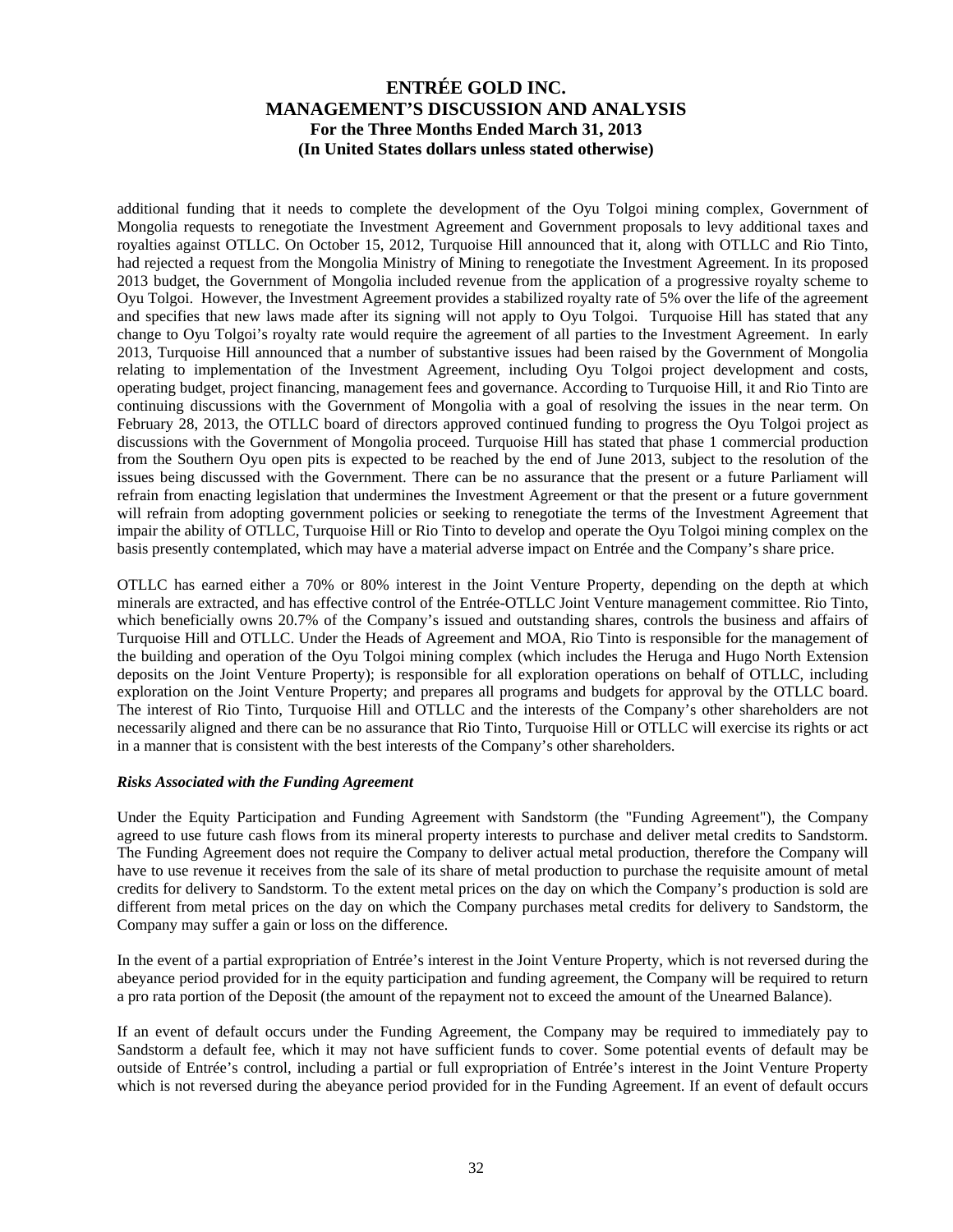additional funding that it needs to complete the development of the Oyu Tolgoi mining complex, Government of Mongolia requests to renegotiate the Investment Agreement and Government proposals to levy additional taxes and royalties against OTLLC. On October 15, 2012, Turquoise Hill announced that it, along with OTLLC and Rio Tinto, had rejected a request from the Mongolia Ministry of Mining to renegotiate the Investment Agreement. In its proposed 2013 budget, the Government of Mongolia included revenue from the application of a progressive royalty scheme to Oyu Tolgoi. However, the Investment Agreement provides a stabilized royalty rate of 5% over the life of the agreement and specifies that new laws made after its signing will not apply to Oyu Tolgoi. Turquoise Hill has stated that any change to Oyu Tolgoi's royalty rate would require the agreement of all parties to the Investment Agreement. In early 2013, Turquoise Hill announced that a number of substantive issues had been raised by the Government of Mongolia relating to implementation of the Investment Agreement, including Oyu Tolgoi project development and costs, operating budget, project financing, management fees and governance. According to Turquoise Hill, it and Rio Tinto are continuing discussions with the Government of Mongolia with a goal of resolving the issues in the near term. On February 28, 2013, the OTLLC board of directors approved continued funding to progress the Oyu Tolgoi project as discussions with the Government of Mongolia proceed. Turquoise Hill has stated that phase 1 commercial production from the Southern Oyu open pits is expected to be reached by the end of June 2013, subject to the resolution of the issues being discussed with the Government. There can be no assurance that the present or a future Parliament will refrain from enacting legislation that undermines the Investment Agreement or that the present or a future government will refrain from adopting government policies or seeking to renegotiate the terms of the Investment Agreement that impair the ability of OTLLC, Turquoise Hill or Rio Tinto to develop and operate the Oyu Tolgoi mining complex on the basis presently contemplated, which may have a material adverse impact on Entrée and the Company's share price.

OTLLC has earned either a 70% or 80% interest in the Joint Venture Property, depending on the depth at which minerals are extracted, and has effective control of the Entrée-OTLLC Joint Venture management committee. Rio Tinto, which beneficially owns 20.7% of the Company's issued and outstanding shares, controls the business and affairs of Turquoise Hill and OTLLC. Under the Heads of Agreement and MOA, Rio Tinto is responsible for the management of the building and operation of the Oyu Tolgoi mining complex (which includes the Heruga and Hugo North Extension deposits on the Joint Venture Property); is responsible for all exploration operations on behalf of OTLLC, including exploration on the Joint Venture Property; and prepares all programs and budgets for approval by the OTLLC board. The interest of Rio Tinto, Turquoise Hill and OTLLC and the interests of the Company's other shareholders are not necessarily aligned and there can be no assurance that Rio Tinto, Turquoise Hill or OTLLC will exercise its rights or act in a manner that is consistent with the best interests of the Company's other shareholders.

***Risks Associated with the Funding Agreement***

Under the Equity Participation and Funding Agreement with Sandstorm (the "Funding Agreement"), the Company agreed to use future cash flows from its mineral property interests to purchase and deliver metal credits to Sandstorm. The Funding Agreement does not require the Company to deliver actual metal production, therefore the Company will have to use revenue it receives from the sale of its share of metal production to purchase the requisite amount of metal credits for delivery to Sandstorm. To the extent metal prices on the day on which the Company's production is sold are different from metal prices on the day on which the Company purchases metal credits for delivery to Sandstorm, the Company may suffer a gain or loss on the difference.

In the event of a partial expropriation of Entrée's interest in the Joint Venture Property, which is not reversed during the abeyance period provided for in the equity participation and funding agreement, the Company will be required to return a pro rata portion of the Deposit (the amount of the repayment not to exceed the amount of the Unearned Balance).

If an event of default occurs under the Funding Agreement, the Company may be required to immediately pay to Sandstorm a default fee, which it may not have sufficient funds to cover. Some potential events of default may be outside of Entrée's control, including a partial or full expropriation of Entrée's interest in the Joint Venture Property which is not reversed during the abeyance period provided for in the Funding Agreement. If an event of default occurs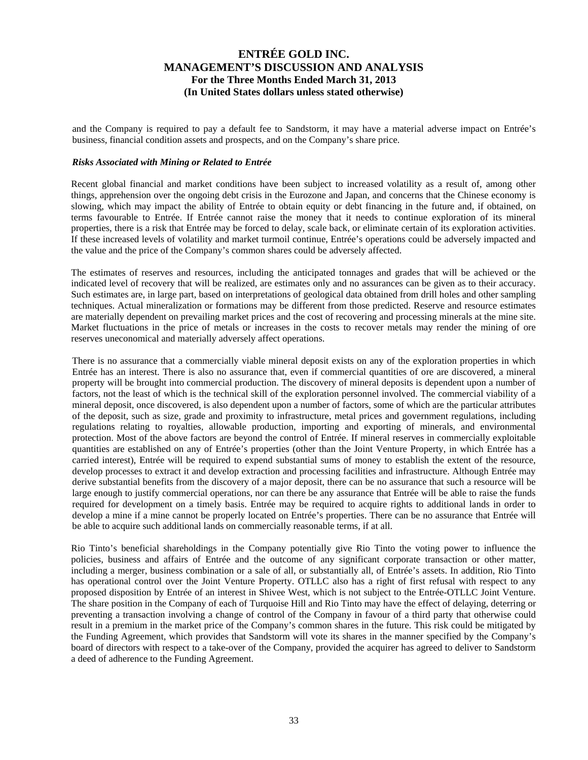and the Company is required to pay a default fee to Sandstorm, it may have a material adverse impact on Entrée's business, financial condition assets and prospects, and on the Company's share price.

***Risks Associated with Mining or Related to Entrée***

Recent global financial and market conditions have been subject to increased volatility as a result of, among other things, apprehension over the ongoing debt crisis in the Eurozone and Japan, and concerns that the Chinese economy is slowing, which may impact the ability of Entrée to obtain equity or debt financing in the future and, if obtained, on terms favourable to Entrée. If Entrée cannot raise the money that it needs to continue exploration of its mineral properties, there is a risk that Entrée may be forced to delay, scale back, or eliminate certain of its exploration activities. If these increased levels of volatility and market turmoil continue, Entrée's operations could be adversely impacted and the value and the price of the Company's common shares could be adversely affected.

The estimates of reserves and resources, including the anticipated tonnages and grades that will be achieved or the indicated level of recovery that will be realized, are estimates only and no assurances can be given as to their accuracy. Such estimates are, in large part, based on interpretations of geological data obtained from drill holes and other sampling techniques. Actual mineralization or formations may be different from those predicted. Reserve and resource estimates are materially dependent on prevailing market prices and the cost of recovering and processing minerals at the mine site. Market fluctuations in the price of metals or increases in the costs to recover metals may render the mining of ore reserves uneconomical and materially adversely affect operations.

There is no assurance that a commercially viable mineral deposit exists on any of the exploration properties in which Entrée has an interest. There is also no assurance that, even if commercial quantities of ore are discovered, a mineral property will be brought into commercial production. The discovery of mineral deposits is dependent upon a number of factors, not the least of which is the technical skill of the exploration personnel involved. The commercial viability of a mineral deposit, once discovered, is also dependent upon a number of factors, some of which are the particular attributes of the deposit, such as size, grade and proximity to infrastructure, metal prices and government regulations, including regulations relating to royalties, allowable production, importing and exporting of minerals, and environmental protection. Most of the above factors are beyond the control of Entrée. If mineral reserves in commercially exploitable quantities are established on any of Entrée's properties (other than the Joint Venture Property, in which Entrée has a carried interest), Entrée will be required to expend substantial sums of money to establish the extent of the resource, develop processes to extract it and develop extraction and processing facilities and infrastructure. Although Entrée may derive substantial benefits from the discovery of a major deposit, there can be no assurance that such a resource will be large enough to justify commercial operations, nor can there be any assurance that Entrée will be able to raise the funds required for development on a timely basis. Entrée may be required to acquire rights to additional lands in order to develop a mine if a mine cannot be properly located on Entrée's properties. There can be no assurance that Entrée will be able to acquire such additional lands on commercially reasonable terms, if at all.

Rio Tinto's beneficial shareholdings in the Company potentially give Rio Tinto the voting power to influence the policies, business and affairs of Entrée and the outcome of any significant corporate transaction or other matter, including a merger, business combination or a sale of all, or substantially all, of Entrée's assets. In addition, Rio Tinto has operational control over the Joint Venture Property. OTLLC also has a right of first refusal with respect to any proposed disposition by Entrée of an interest in Shivee West, which is not subject to the Entrée-OTLLC Joint Venture. The share position in the Company of each of Turquoise Hill and Rio Tinto may have the effect of delaying, deterring or preventing a transaction involving a change of control of the Company in favour of a third party that otherwise could result in a premium in the market price of the Company's common shares in the future. This risk could be mitigated by the Funding Agreement, which provides that Sandstorm will vote its shares in the manner specified by the Company's board of directors with respect to a take-over of the Company, provided the acquirer has agreed to deliver to Sandstorm a deed of adherence to the Funding Agreement.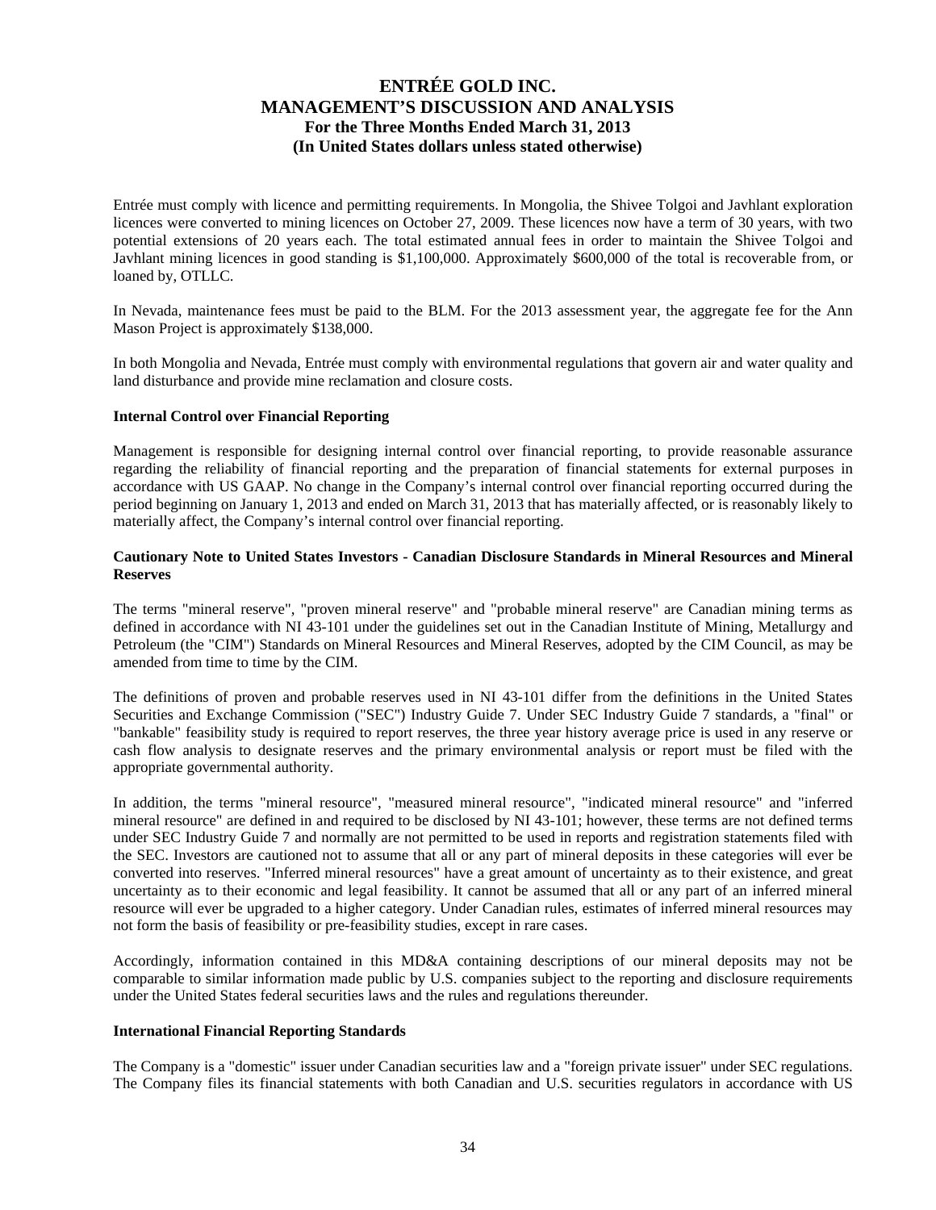Entrée must comply with licence and permitting requirements. In Mongolia, the Shivee Tolgoi and Javhlant exploration licences were converted to mining licences on October 27, 2009. These licences now have a term of 30 years, with two potential extensions of 20 years each. The total estimated annual fees in order to maintain the Shivee Tolgoi and Javhlant mining licences in good standing is $1,100,000. Approximately $600,000 of the total is recoverable from, or loaned by, OTLLC.

In Nevada, maintenance fees must be paid to the BLM. For the 2013 assessment year, the aggregate fee for the Ann Mason Project is approximately $138,000.

In both Mongolia and Nevada, Entrée must comply with environmental regulations that govern air and water quality and land disturbance and provide mine reclamation and closure costs.

**Internal Control over Financial Reporting**

Management is responsible for designing internal control over financial reporting, to provide reasonable assurance regarding the reliability of financial reporting and the preparation of financial statements for external purposes in accordance with US GAAP. No change in the Company's internal control over financial reporting occurred during the period beginning on January 1, 2013 and ended on March 31, 2013 that has materially affected, or is reasonably likely to materially affect, the Company's internal control over financial reporting.

**Cautionary Note to United States Investors - Canadian Disclosure Standards in Mineral Resources and Mineral Reserves**

The terms "mineral reserve", "proven mineral reserve" and "probable mineral reserve" are Canadian mining terms as defined in accordance with NI 43-101 under the guidelines set out in the Canadian Institute of Mining, Metallurgy and Petroleum (the "CIM") Standards on Mineral Resources and Mineral Reserves, adopted by the CIM Council, as may be amended from time to time by the CIM.

The definitions of proven and probable reserves used in NI 43-101 differ from the definitions in the United States Securities and Exchange Commission ("SEC") Industry Guide 7. Under SEC Industry Guide 7 standards, a "final" or "bankable" feasibility study is required to report reserves, the three year history average price is used in any reserve or cash flow analysis to designate reserves and the primary environmental analysis or report must be filed with the appropriate governmental authority.

In addition, the terms "mineral resource", "measured mineral resource", "indicated mineral resource" and "inferred mineral resource" are defined in and required to be disclosed by NI 43-101; however, these terms are not defined terms under SEC Industry Guide 7 and normally are not permitted to be used in reports and registration statements filed with the SEC. Investors are cautioned not to assume that all or any part of mineral deposits in these categories will ever be converted into reserves. "Inferred mineral resources" have a great amount of uncertainty as to their existence, and great uncertainty as to their economic and legal feasibility. It cannot be assumed that all or any part of an inferred mineral resource will ever be upgraded to a higher category. Under Canadian rules, estimates of inferred mineral resources may not form the basis of feasibility or pre-feasibility studies, except in rare cases.

Accordingly, information contained in this MD&A containing descriptions of our mineral deposits may not be comparable to similar information made public by U.S. companies subject to the reporting and disclosure requirements under the United States federal securities laws and the rules and regulations thereunder.

**International Financial Reporting Standards**

The Company is a "domestic" issuer under Canadian securities law and a "foreign private issuer" under SEC regulations. The Company files its financial statements with both Canadian and U.S. securities regulators in accordance with US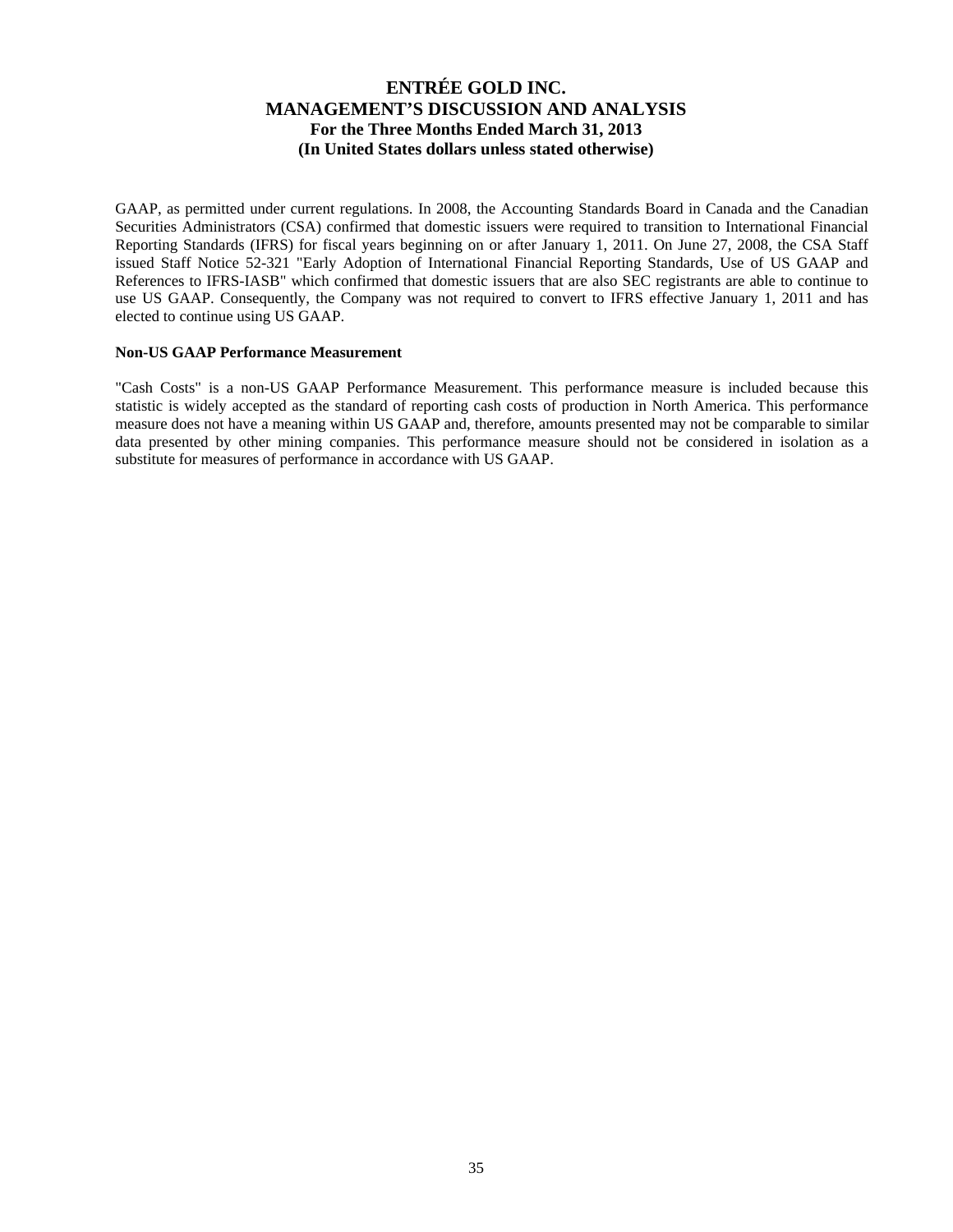GAAP, as permitted under current regulations. In 2008, the Accounting Standards Board in Canada and the Canadian Securities Administrators (CSA) confirmed that domestic issuers were required to transition to International Financial Reporting Standards (IFRS) for fiscal years beginning on or after January 1, 2011. On June 27, 2008, the CSA Staff issued Staff Notice 52-321 "Early Adoption of International Financial Reporting Standards, Use of US GAAP and References to IFRS-IASB" which confirmed that domestic issuers that are also SEC registrants are able to continue to use US GAAP. Consequently, the Company was not required to convert to IFRS effective January 1, 2011 and has elected to continue using US GAAP.

**Non-US GAAP Performance Measurement**

"Cash Costs" is a non-US GAAP Performance Measurement. This performance measure is included because this statistic is widely accepted as the standard of reporting cash costs of production in North America. This performance measure does not have a meaning within US GAAP and, therefore, amounts presented may not be comparable to similar data presented by other mining companies. This performance measure should not be considered in isolation as a substitute for measures of performance in accordance with US GAAP.